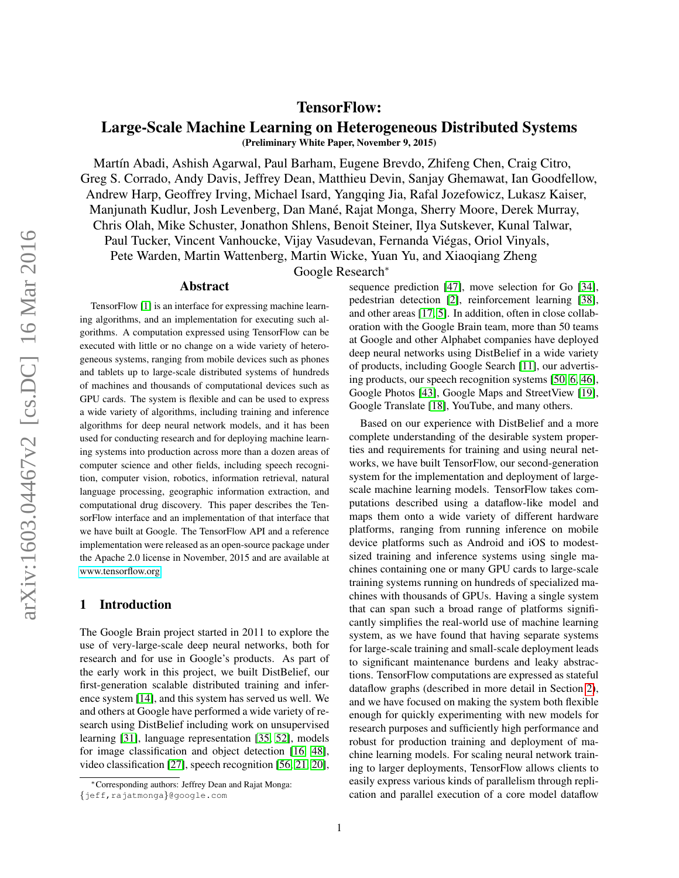# TensorFlow:
# Large-Scale Machine Learning on Heterogeneous Distributed Systems

**(Preliminary White Paper, November 9, 2015)**

Martín Abadi, Ashish Agarwal, Paul Barham, Eugene Brevdo, Zhifeng Chen, Craig Citro, Greg S. Corrado, Andy Davis, Jeffrey Dean, Matthieu Devin, Sanjay Ghemawat, Ian Goodfellow, Andrew Harp, Geoffrey Irving, Michael Isard, Yangqing Jia, Rafal Jozefowicz, Lukasz Kaiser, Manjunath Kudlur, Josh Levenberg, Dan Mané, Rajat Monga, Sherry Moore, Derek Murray, Chris Olah, Mike Schuster, Jonathon Shlens, Benoit Steiner, Ilya Sutskever, Kunal Talwar, Paul Tucker, Vincent Vanhoucke, Vijay Vasudevan, Fernanda Viégas, Oriol Vinyals, Pete Warden, Martin Wattenberg, Martin Wicke, Yuan Yu, and Xiaoqiang Zheng

Google Research*

## Abstract

TensorFlow [1] is an interface for expressing machine learning algorithms, and an implementation for executing such algorithms. A computation expressed using TensorFlow can be executed with little or no change on a wide variety of heterogeneous systems, ranging from mobile devices such as phones and tablets up to large-scale distributed systems of hundreds of machines and thousands of computational devices such as GPU cards. The system is flexible and can be used to express a wide variety of algorithms, including training and inference algorithms for deep neural network models, and it has been used for conducting research and for deploying machine learning systems into production across more than a dozen areas of computer science and other fields, including speech recognition, computer vision, robotics, information retrieval, natural language processing, geographic information extraction, and computational drug discovery. This paper describes the TensorFlow interface and an implementation of that interface that we have built at Google. The TensorFlow API and a reference implementation were released as an open-source package under the Apache 2.0 license in November, 2015 and are available at www.tensorflow.org.

## 1 Introduction

The Google Brain project started in 2011 to explore the use of very-large-scale deep neural networks, both for research and for use in Google's products. As part of the early work in this project, we built DistBelief, our first-generation scalable distributed training and inference system [14], and this system has served us well. We and others at Google have performed a wide variety of research using DistBelief including work on unsupervised learning [31], language representation [35, 52], models for image classification and object detection [16, 48], video classification [27], speech recognition [56, 21, 20], sequence prediction [47], move selection for Go [34], pedestrian detection [2], reinforcement learning [38], and other areas [17, 5]. In addition, often in close collaboration with the Google Brain team, more than 50 teams at Google and other Alphabet companies have deployed deep neural networks using DistBelief in a wide variety of products, including Google Search [11], our advertising products, our speech recognition systems [50, 6, 46], Google Photos [43], Google Maps and StreetView [19], Google Translate [18], YouTube, and many others.

Based on our experience with DistBelief and a more complete understanding of the desirable system properties and requirements for training and using neural networks, we have built TensorFlow, our second-generation system for the implementation and deployment of large-scale machine learning models. TensorFlow takes computations described using a dataflow-like model and maps them onto a wide variety of different hardware platforms, ranging from running inference on mobile device platforms such as Android and iOS to modest-sized training and inference systems using single machines containing one or many GPU cards to large-scale training systems running on hundreds of specialized machines with thousands of GPUs. Having a single system that can span such a broad range of platforms significantly simplifies the real-world use of machine learning system, as we have found that having separate systems for large-scale training and small-scale deployment leads to significant maintenance burdens and leaky abstractions. TensorFlow computations are expressed as stateful dataflow graphs (described in more detail in Section 2), and we have focused on making the system both flexible enough for quickly experimenting with new models for research purposes and sufficiently high performance and robust for production training and deployment of machine learning models. For scaling neural network training to larger deployments, TensorFlow allows clients to easily express various kinds of parallelism through replication and parallel execution of a core model dataflow

*Corresponding authors: Jeffrey Dean and Rajat Monga: {jeff,rajatmonga}@google.com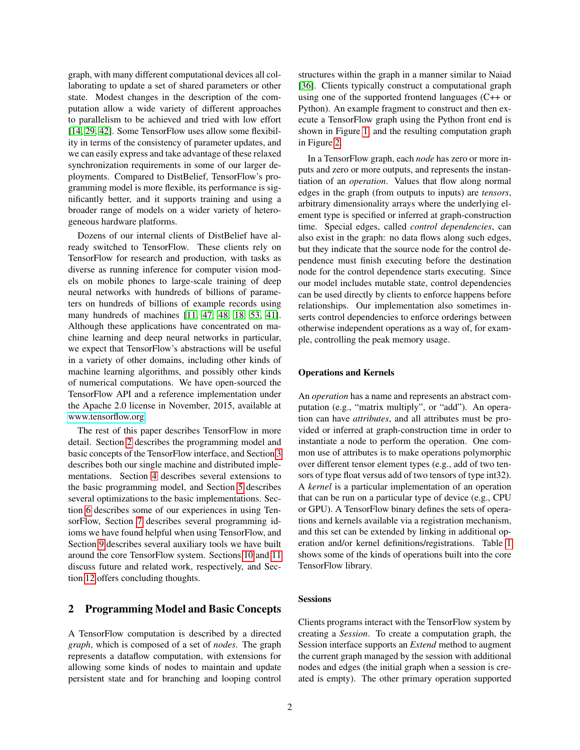graph, with many different computational devices all collaborating to update a set of shared parameters or other state. Modest changes in the description of the computation allow a wide variety of different approaches to parallelism to be achieved and tried with low effort [14, 29, 42]. Some TensorFlow uses allow some flexibility in terms of the consistency of parameter updates, and we can easily express and take advantage of these relaxed synchronization requirements in some of our larger deployments. Compared to DistBelief, TensorFlow's programming model is more flexible, its performance is significantly better, and it supports training and using a broader range of models on a wider variety of heterogeneous hardware platforms.

Dozens of our internal clients of DistBelief have already switched to TensorFlow. These clients rely on TensorFlow for research and production, with tasks as diverse as running inference for computer vision models on mobile phones to large-scale training of deep neural networks with hundreds of billions of parameters on hundreds of billions of example records using many hundreds of machines [11, 47, 48, 18, 53, 41]. Although these applications have concentrated on machine learning and deep neural networks in particular, we expect that TensorFlow's abstractions will be useful in a variety of other domains, including other kinds of machine learning algorithms, and possibly other kinds of numerical computations. We have open-sourced the TensorFlow API and a reference implementation under the Apache 2.0 license in November, 2015, available at www.tensorflow.org.

The rest of this paper describes TensorFlow in more detail. Section 2 describes the programming model and basic concepts of the TensorFlow interface, and Section 3 describes both our single machine and distributed implementations. Section 4 describes several extensions to the basic programming model, and Section 5 describes several optimizations to the basic implementations. Section 6 describes some of our experiences in using TensorFlow, Section 7 describes several programming idioms we have found helpful when using TensorFlow, and Section 9 describes several auxiliary tools we have built around the core TensorFlow system. Sections 10 and 11 discuss future and related work, respectively, and Section 12 offers concluding thoughts.

## 2 Programming Model and Basic Concepts

A TensorFlow computation is described by a directed *graph*, which is composed of a set of *nodes*. The graph represents a dataflow computation, with extensions for allowing some kinds of nodes to maintain and update persistent state and for branching and looping control structures within the graph in a manner similar to Naiad [36]. Clients typically construct a computational graph using one of the supported frontend languages (C++ or Python). An example fragment to construct and then execute a TensorFlow graph using the Python front end is shown in Figure 1, and the resulting computation graph in Figure 2.

In a TensorFlow graph, each *node* has zero or more inputs and zero or more outputs, and represents the instantiation of an *operation*. Values that flow along normal edges in the graph (from outputs to inputs) are *tensors*, arbitrary dimensionality arrays where the underlying element type is specified or inferred at graph-construction time. Special edges, called *control dependencies*, can also exist in the graph: no data flows along such edges, but they indicate that the source node for the control dependence must finish executing before the destination node for the control dependence starts executing. Since our model includes mutable state, control dependencies can be used directly by clients to enforce happens before relationships. Our implementation also sometimes inserts control dependencies to enforce orderings between otherwise independent operations as a way of, for example, controlling the peak memory usage.

#### Operations and Kernels

An *operation* has a name and represents an abstract computation (e.g., "matrix multiply", or "add"). An operation can have *attributes*, and all attributes must be provided or inferred at graph-construction time in order to instantiate a node to perform the operation. One common use of attributes is to make operations polymorphic over different tensor element types (e.g., add of two tensors of type float versus add of two tensors of type int32). A *kernel* is a particular implementation of an operation that can be run on a particular type of device (e.g., CPU or GPU). A TensorFlow binary defines the sets of operations and kernels available via a registration mechanism, and this set can be extended by linking in additional operation and/or kernel definitions/registrations. Table 1 shows some of the kinds of operations built into the core TensorFlow library.

#### Sessions

Clients programs interact with the TensorFlow system by creating a *Session*. To create a computation graph, the Session interface supports an *Extend* method to augment the current graph managed by the session with additional nodes and edges (the initial graph when a session is created is empty). The other primary operation supported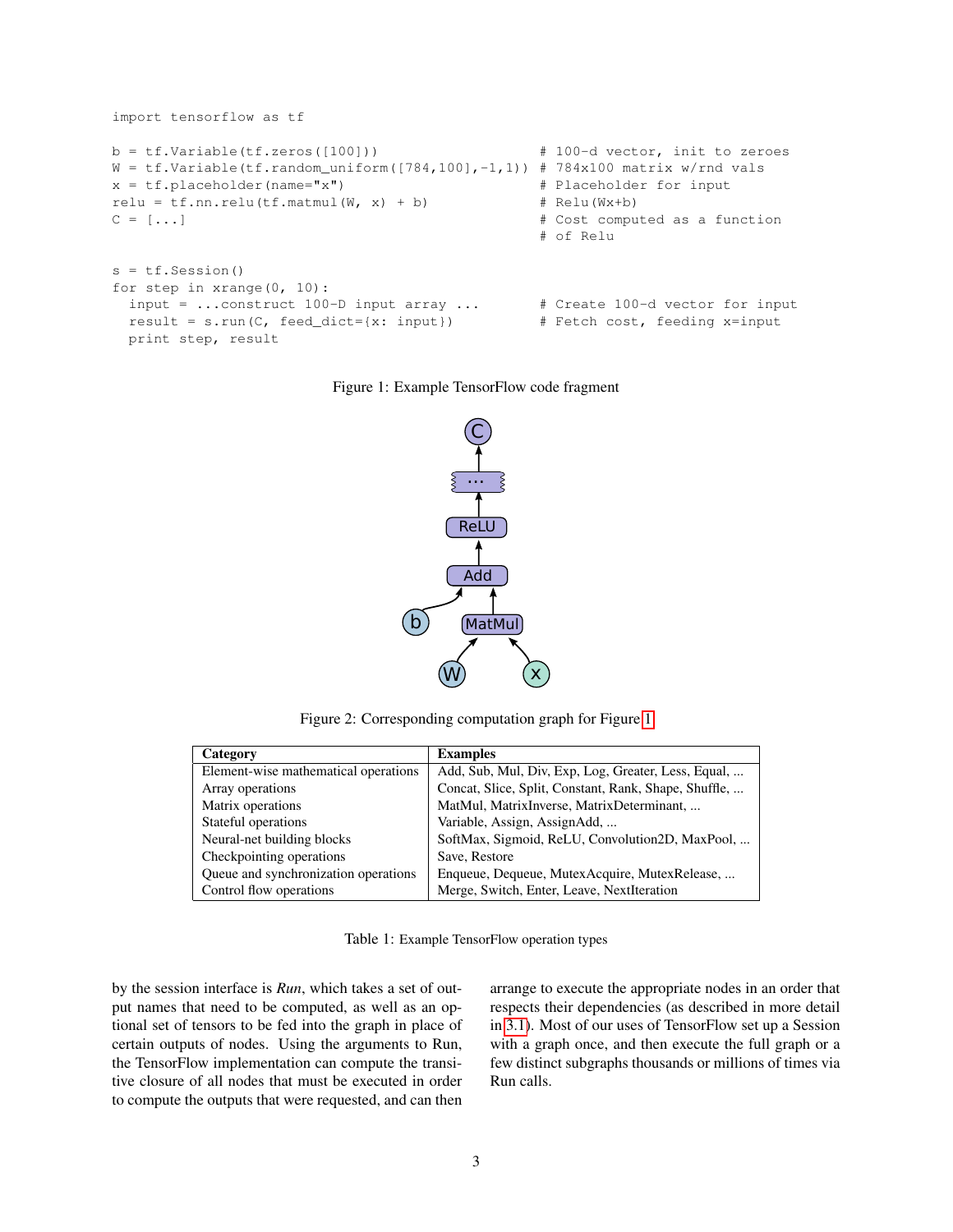```
import tensorflow as tf

b = tf.Variable(tf.zeros([100]))                   # 100-d vector, init to zeroes
W = tf.Variable(tf.random_uniform([784,100],-1,1)) # 784x100 matrix w/rnd vals
x = tf.placeholder(name="x")                       # Placeholder for input
relu = tf.nn.relu(tf.matmul(W, x) + b)             # Relu(Wx+b)
C = [...]                                          # Cost computed as a function
                                                   # of Relu

s = tf.Session()
for step in xrange(0, 10):
  input = ...construct 100-D input array ...       # Create 100-d vector for input
  result = s.run(C, feed_dict={x: input})          # Fetch cost, feeding x=input
  print step, result
```

Figure 1: Example TensorFlow code fragment

Figure 2: Corresponding computation graph for Figure 1

| Category | Examples |
| --- | --- |
| Element-wise mathematical operations | Add, Sub, Mul, Div, Exp, Log, Greater, Less, Equal, ... |
| Array operations | Concat, Slice, Split, Constant, Rank, Shape, Shuffle, ... |
| Matrix operations | MatMul, MatrixInverse, MatrixDeterminant, ... |
| Stateful operations | Variable, Assign, AssignAdd, ... |
| Neural-net building blocks | SoftMax, Sigmoid, ReLU, Convolution2D, MaxPool, ... |
| Checkpointing operations | Save, Restore |
| Queue and synchronization operations | Enqueue, Dequeue, MutexAcquire, MutexRelease, ... |
| Control flow operations | Merge, Switch, Enter, Leave, NextIteration |

Table 1: Example TensorFlow operation types

by the session interface is *Run*, which takes a set of output names that need to be computed, as well as an optional set of tensors to be fed into the graph in place of certain outputs of nodes. Using the arguments to Run, the TensorFlow implementation can compute the transitive closure of all nodes that must be executed in order to compute the outputs that were requested, and can then arrange to execute the appropriate nodes in an order that respects their dependencies (as described in more detail in 3.1). Most of our uses of TensorFlow set up a Session with a graph once, and then execute the full graph or a few distinct subgraphs thousands or millions of times via Run calls.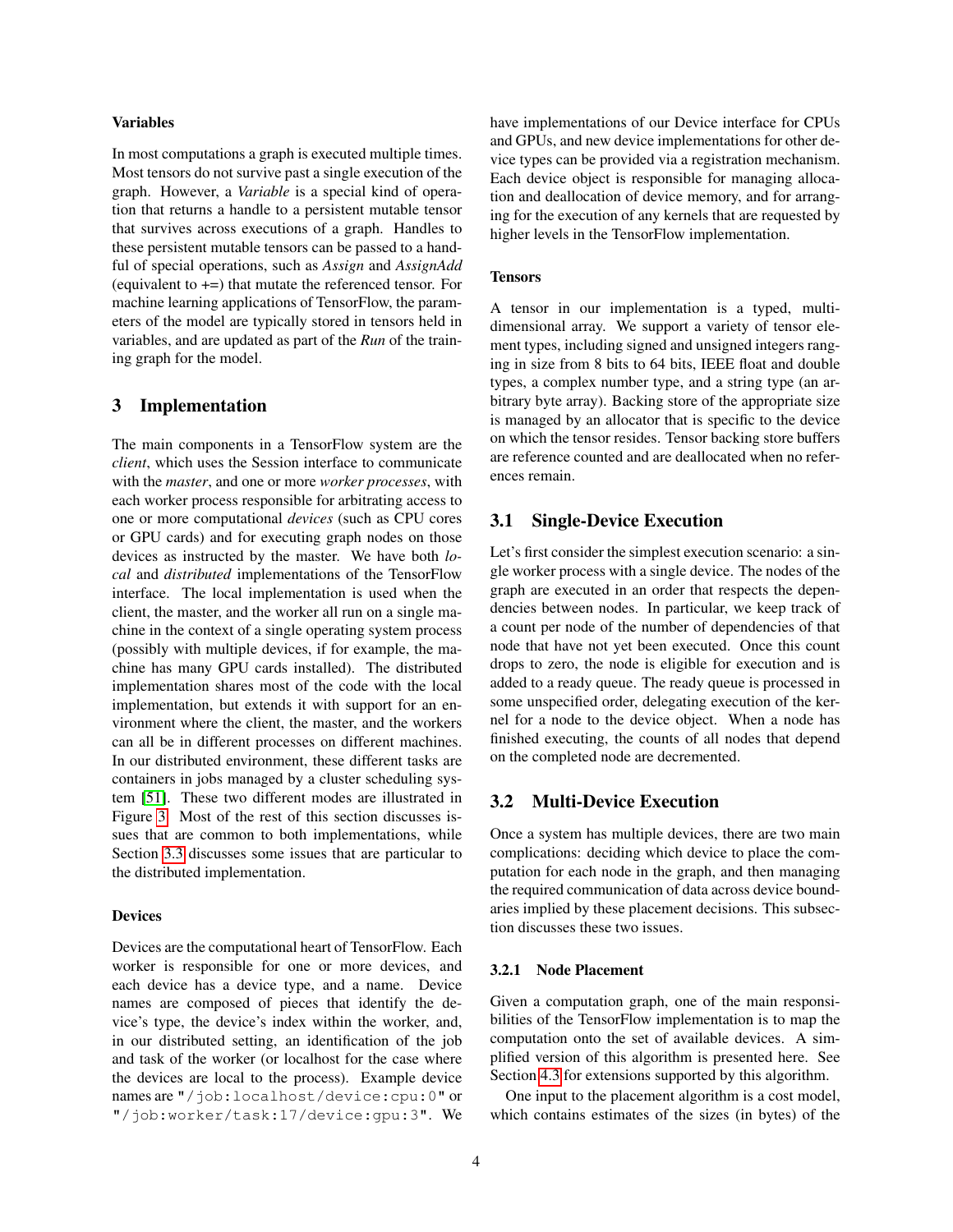#### Variables

In most computations a graph is executed multiple times. Most tensors do not survive past a single execution of the graph. However, a *Variable* is a special kind of operation that returns a handle to a persistent mutable tensor that survives across executions of a graph. Handles to these persistent mutable tensors can be passed to a handful of special operations, such as *Assign* and *AssignAdd* (equivalent to +=) that mutate the referenced tensor. For machine learning applications of TensorFlow, the parameters of the model are typically stored in tensors held in variables, and are updated as part of the *Run* of the training graph for the model.

## 3 Implementation

The main components in a TensorFlow system are the *client*, which uses the Session interface to communicate with the *master*, and one or more *worker processes*, with each worker process responsible for arbitrating access to one or more computational *devices* (such as CPU cores or GPU cards) and for executing graph nodes on those devices as instructed by the master. We have both *local* and *distributed* implementations of the TensorFlow interface. The local implementation is used when the client, the master, and the worker all run on a single machine in the context of a single operating system process (possibly with multiple devices, if for example, the machine has many GPU cards installed). The distributed implementation shares most of the code with the local implementation, but extends it with support for an environment where the client, the master, and the workers can all be in different processes on different machines. In our distributed environment, these different tasks are containers in jobs managed by a cluster scheduling system [51]. These two different modes are illustrated in Figure 3. Most of the rest of this section discusses issues that are common to both implementations, while Section 3.3 discusses some issues that are particular to the distributed implementation.

#### Devices

Devices are the computational heart of TensorFlow. Each worker is responsible for one or more devices, and each device has a device type, and a name. Device names are composed of pieces that identify the device's type, the device's index within the worker, and, in our distributed setting, an identification of the job and task of the worker (or localhost for the case where the devices are local to the process). Example device names are `"/job:localhost/device:cpu:0"` or `"/job:worker/task:17/device:gpu:3"`. We have implementations of our Device interface for CPUs and GPUs, and new device implementations for other device types can be provided via a registration mechanism. Each device object is responsible for managing allocation and deallocation of device memory, and for arranging for the execution of any kernels that are requested by higher levels in the TensorFlow implementation.

#### Tensors

A tensor in our implementation is a typed, multi-dimensional array. We support a variety of tensor element types, including signed and unsigned integers ranging in size from 8 bits to 64 bits, IEEE float and double types, a complex number type, and a string type (an arbitrary byte array). Backing store of the appropriate size is managed by an allocator that is specific to the device on which the tensor resides. Tensor backing store buffers are reference counted and are deallocated when no references remain.

### 3.1 Single-Device Execution

Let's first consider the simplest execution scenario: a single worker process with a single device. The nodes of the graph are executed in an order that respects the dependencies between nodes. In particular, we keep track of a count per node of the number of dependencies of that node that have not yet been executed. Once this count drops to zero, the node is eligible for execution and is added to a ready queue. The ready queue is processed in some unspecified order, delegating execution of the kernel for a node to the device object. When a node has finished executing, the counts of all nodes that depend on the completed node are decremented.

### 3.2 Multi-Device Execution

Once a system has multiple devices, there are two main complications: deciding which device to place the computation for each node in the graph, and then managing the required communication of data across device boundaries implied by these placement decisions. This subsection discusses these two issues.

#### 3.2.1 Node Placement

Given a computation graph, one of the main responsibilities of the TensorFlow implementation is to map the computation onto the set of available devices. A simplified version of this algorithm is presented here. See Section 4.3 for extensions supported by this algorithm.

One input to the placement algorithm is a cost model, which contains estimates of the sizes (in bytes) of the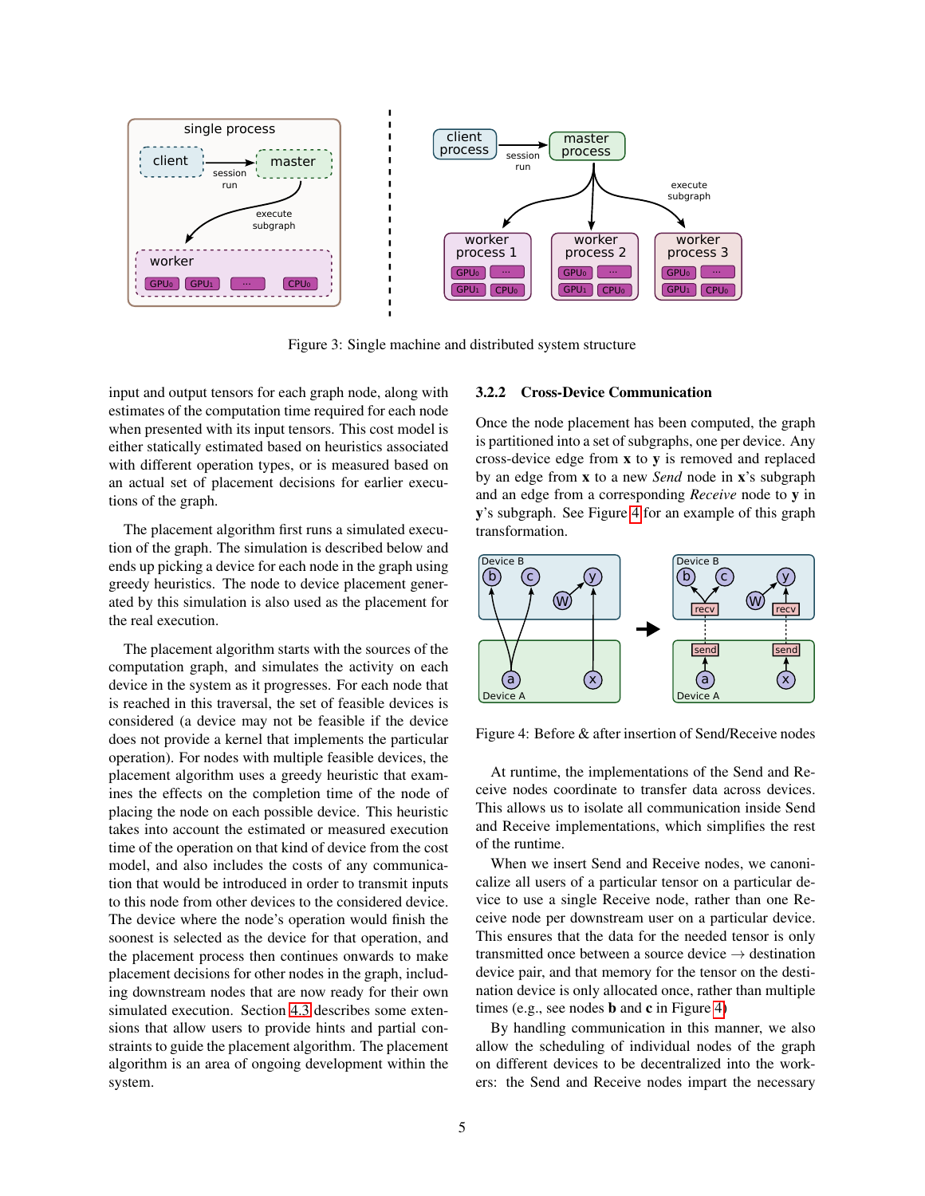Figure 3: Single machine and distributed system structure

input and output tensors for each graph node, along with estimates of the computation time required for each node when presented with its input tensors. This cost model is either statically estimated based on heuristics associated with different operation types, or is measured based on an actual set of placement decisions for earlier executions of the graph.

The placement algorithm first runs a simulated execution of the graph. The simulation is described below and ends up picking a device for each node in the graph using greedy heuristics. The node to device placement generated by this simulation is also used as the placement for the real execution.

The placement algorithm starts with the sources of the computation graph, and simulates the activity on each device in the system as it progresses. For each node that is reached in this traversal, the set of feasible devices is considered (a device may not be feasible if the device does not provide a kernel that implements the particular operation). For nodes with multiple feasible devices, the placement algorithm uses a greedy heuristic that examines the effects on the completion time of the node of placing the node on each possible device. This heuristic takes into account the estimated or measured execution time of the operation on that kind of device from the cost model, and also includes the costs of any communication that would be introduced in order to transmit inputs to this node from other devices to the considered device. The device where the node's operation would finish the soonest is selected as the device for that operation, and the placement process then continues onwards to make placement decisions for other nodes in the graph, including downstream nodes that are now ready for their own simulated execution. Section 4.3 describes some extensions that allow users to provide hints and partial constraints to guide the placement algorithm. The placement algorithm is an area of ongoing development within the system.

### 3.2.2 Cross-Device Communication

Once the node placement has been computed, the graph is partitioned into a set of subgraphs, one per device. Any cross-device edge from **x** to **y** is removed and replaced by an edge from **x** to a new *Send* node in **x**'s subgraph and an edge from a corresponding *Receive* node to **y** in **y**'s subgraph. See Figure 4 for an example of this graph transformation.

Figure 4: Before & after insertion of Send/Receive nodes

At runtime, the implementations of the Send and Receive nodes coordinate to transfer data across devices. This allows us to isolate all communication inside Send and Receive implementations, which simplifies the rest of the runtime.

When we insert Send and Receive nodes, we canonicalize all users of a particular tensor on a particular device to use a single Receive node, rather than one Receive node per downstream user on a particular device. This ensures that the data for the needed tensor is only transmitted once between a source device → destination device pair, and that memory for the tensor on the destination device is only allocated once, rather than multiple times (e.g., see nodes **b** and **c** in Figure 4)

By handling communication in this manner, we also allow the scheduling of individual nodes of the graph on different devices to be decentralized into the workers: the Send and Receive nodes impart the necessary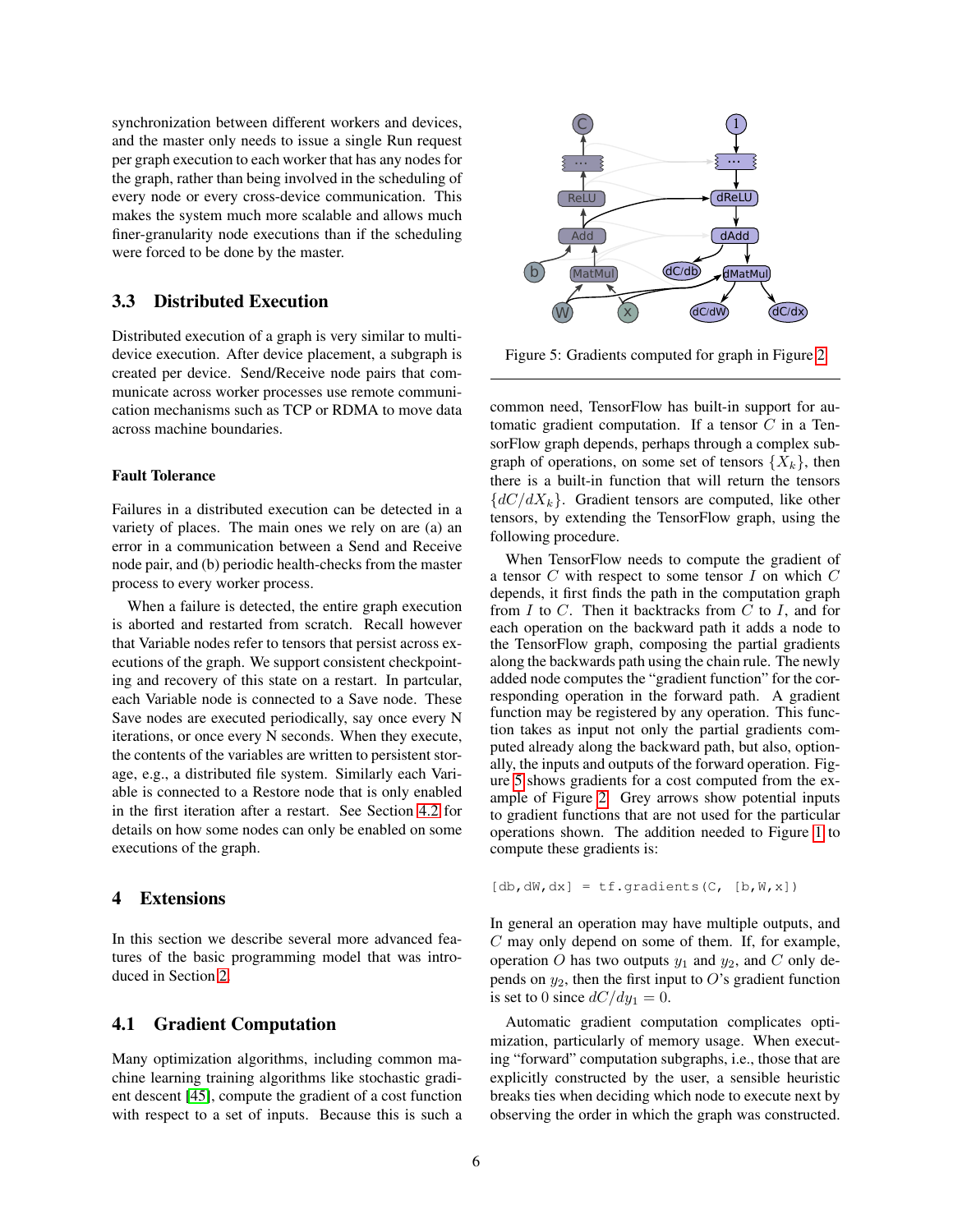synchronization between different workers and devices, and the master only needs to issue a single Run request per graph execution to each worker that has any nodes for the graph, rather than being involved in the scheduling of every node or every cross-device communication. This makes the system much more scalable and allows much finer-granularity node executions than if the scheduling were forced to be done by the master.

## 3.3 Distributed Execution

Distributed execution of a graph is very similar to multi-device execution. After device placement, a subgraph is created per device. Send/Receive node pairs that communicate across worker processes use remote communication mechanisms such as TCP or RDMA to move data across machine boundaries.

#### Fault Tolerance

Failures in a distributed execution can be detected in a variety of places. The main ones we rely on are (a) an error in a communication between a Send and Receive node pair, and (b) periodic health-checks from the master process to every worker process.

When a failure is detected, the entire graph execution is aborted and restarted from scratch. Recall however that Variable nodes refer to tensors that persist across executions of the graph. We support consistent checkpointing and recovery of this state on a restart. In partcular, each Variable node is connected to a Save node. These Save nodes are executed periodically, say once every N iterations, or once every N seconds. When they execute, the contents of the variables are written to persistent storage, e.g., a distributed file system. Similarly each Variable is connected to a Restore node that is only enabled in the first iteration after a restart. See Section 4.2 for details on how some nodes can only be enabled on some executions of the graph.

# 4 Extensions

In this section we describe several more advanced features of the basic programming model that was introduced in Section 2.

## 4.1 Gradient Computation

Many optimization algorithms, including common machine learning training algorithms like stochastic gradient descent [45], compute the gradient of a cost function with respect to a set of inputs. Because this is such a common need, TensorFlow has built-in support for automatic gradient computation. If a tensor $C$ in a TensorFlow graph depends, perhaps through a complex subgraph of operations, on some set of tensors $\{X_k\}$, then there is a built-in function that will return the tensors $\{dC/dX_k\}$. Gradient tensors are computed, like other tensors, by extending the TensorFlow graph, using the following procedure.

Figure 5: Gradients computed for graph in Figure 2

When TensorFlow needs to compute the gradient of a tensor $C$ with respect to some tensor $I$ on which $C$ depends, it first finds the path in the computation graph from $I$ to $C$. Then it backtracks from $C$ to $I$, and for each operation on the backward path it adds a node to the TensorFlow graph, composing the partial gradients along the backwards path using the chain rule. The newly added node computes the "gradient function" for the corresponding operation in the forward path. A gradient function may be registered by any operation. This function takes as input not only the partial gradients computed already along the backward path, but also, optionally, the inputs and outputs of the forward operation. Figure 5 shows gradients for a cost computed from the example of Figure 2. Grey arrows show potential inputs to gradient functions that are not used for the particular operations shown. The addition needed to Figure 1 to compute these gradients is:

```
[db,dW,dx] = tf.gradients(C, [b,W,x])
```

In general an operation may have multiple outputs, and $C$ may only depend on some of them. If, for example, operation $O$ has two outputs $y_1$ and $y_2$, and $C$ only depends on $y_2$, then the first input to $O$'s gradient function is set to 0 since $dC/dy_1 = 0$.

Automatic gradient computation complicates optimization, particularly of memory usage. When executing "forward" computation subgraphs, i.e., those that are explicitly constructed by the user, a sensible heuristic breaks ties when deciding which node to execute next by observing the order in which the graph was constructed.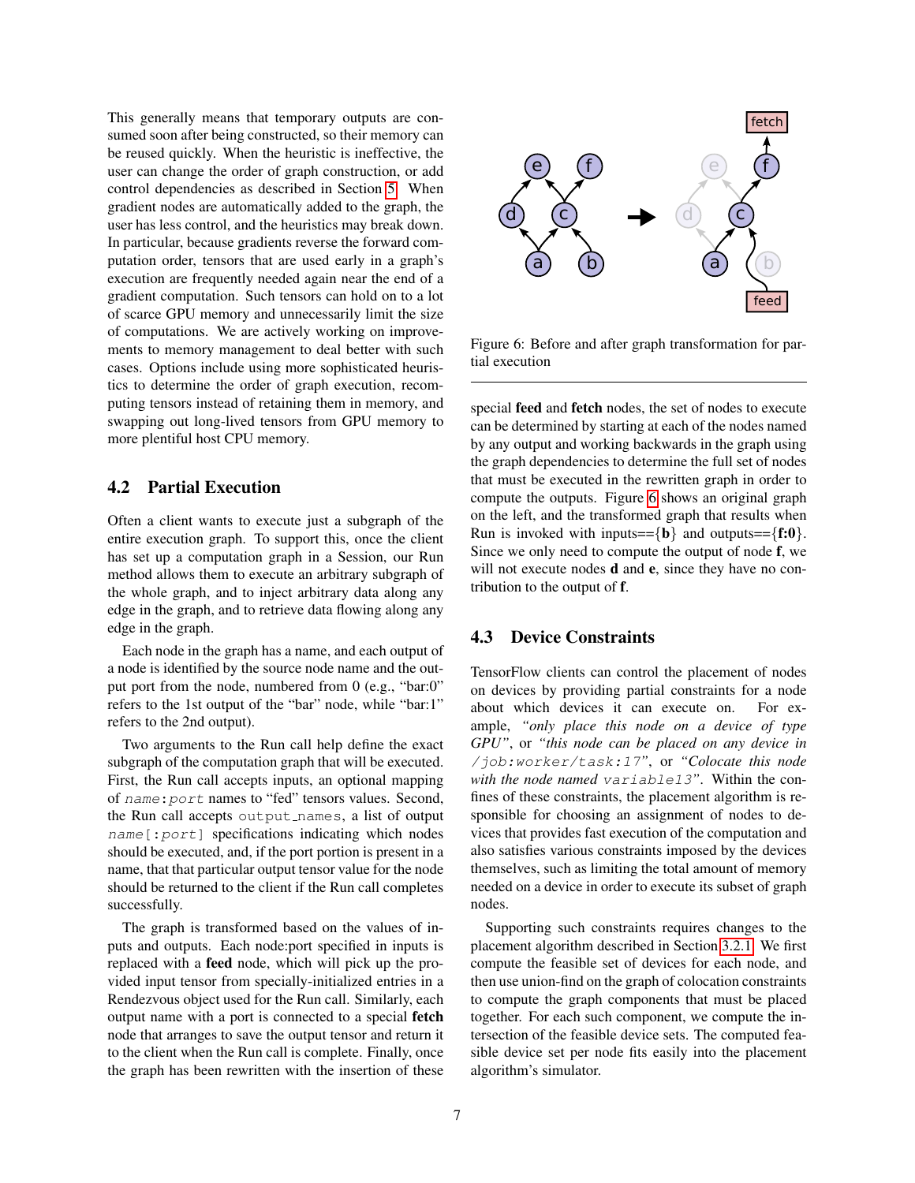This generally means that temporary outputs are consumed soon after being constructed, so their memory can be reused quickly. When the heuristic is ineffective, the user can change the order of graph construction, or add control dependencies as described in Section 5. When gradient nodes are automatically added to the graph, the user has less control, and the heuristics may break down. In particular, because gradients reverse the forward computation order, tensors that are used early in a graph's execution are frequently needed again near the end of a gradient computation. Such tensors can hold on to a lot of scarce GPU memory and unnecessarily limit the size of computations. We are actively working on improvements to memory management to deal better with such cases. Options include using more sophisticated heuristics to determine the order of graph execution, recomputing tensors instead of retaining them in memory, and swapping out long-lived tensors from GPU memory to more plentiful host CPU memory.

## 4.2 Partial Execution

Often a client wants to execute just a subgraph of the entire execution graph. To support this, once the client has set up a computation graph in a Session, our Run method allows them to execute an arbitrary subgraph of the whole graph, and to inject arbitrary data along any edge in the graph, and to retrieve data flowing along any edge in the graph.

Each node in the graph has a name, and each output of a node is identified by the source node name and the output port from the node, numbered from 0 (e.g., "bar:0" refers to the 1st output of the "bar" node, while "bar:1" refers to the 2nd output).

Two arguments to the Run call help define the exact subgraph of the computation graph that will be executed. First, the Run call accepts inputs, an optional mapping of `name:port` names to "fed" tensors values. Second, the Run call accepts `output_names`, a list of output `name[:port]` specifications indicating which nodes should be executed, and, if the port portion is present in a name, that that particular output tensor value for the node should be returned to the client if the Run call completes successfully.

The graph is transformed based on the values of inputs and outputs. Each node:port specified in inputs is replaced with a **feed** node, which will pick up the provided input tensor from specially-initialized entries in a Rendezvous object used for the Run call. Similarly, each output name with a port is connected to a special **fetch** node that arranges to save the output tensor and return it to the client when the Run call is complete. Finally, once the graph has been rewritten with the insertion of these special **feed** and **fetch** nodes, the set of nodes to execute can be determined by starting at each of the nodes named by any output and working backwards in the graph using the graph dependencies to determine the full set of nodes that must be executed in the rewritten graph in order to compute the outputs. Figure 6 shows an original graph on the left, and the transformed graph that results when Run is invoked with inputs=={**b**} and outputs=={**f:0**}. Since we only need to compute the output of node **f**, we will not execute nodes **d** and **e**, since they have no contribution to the output of **f**.

Figure 6: Before and after graph transformation for partial execution

## 4.3 Device Constraints

TensorFlow clients can control the placement of nodes on devices by providing partial constraints for a node about which devices it can execute on. For example, *"only place this node on a device of type GPU"*, or *"this node can be placed on any device in* `/job:worker/task:17`*"*, or *"Colocate this node with the node named* `variable13`*"*. Within the confines of these constraints, the placement algorithm is responsible for choosing an assignment of nodes to devices that provides fast execution of the computation and also satisfies various constraints imposed by the devices themselves, such as limiting the total amount of memory needed on a device in order to execute its subset of graph nodes.

Supporting such constraints requires changes to the placement algorithm described in Section 3.2.1. We first compute the feasible set of devices for each node, and then use union-find on the graph of colocation constraints to compute the graph components that must be placed together. For each such component, we compute the intersection of the feasible device sets. The computed feasible device set per node fits easily into the placement algorithm's simulator.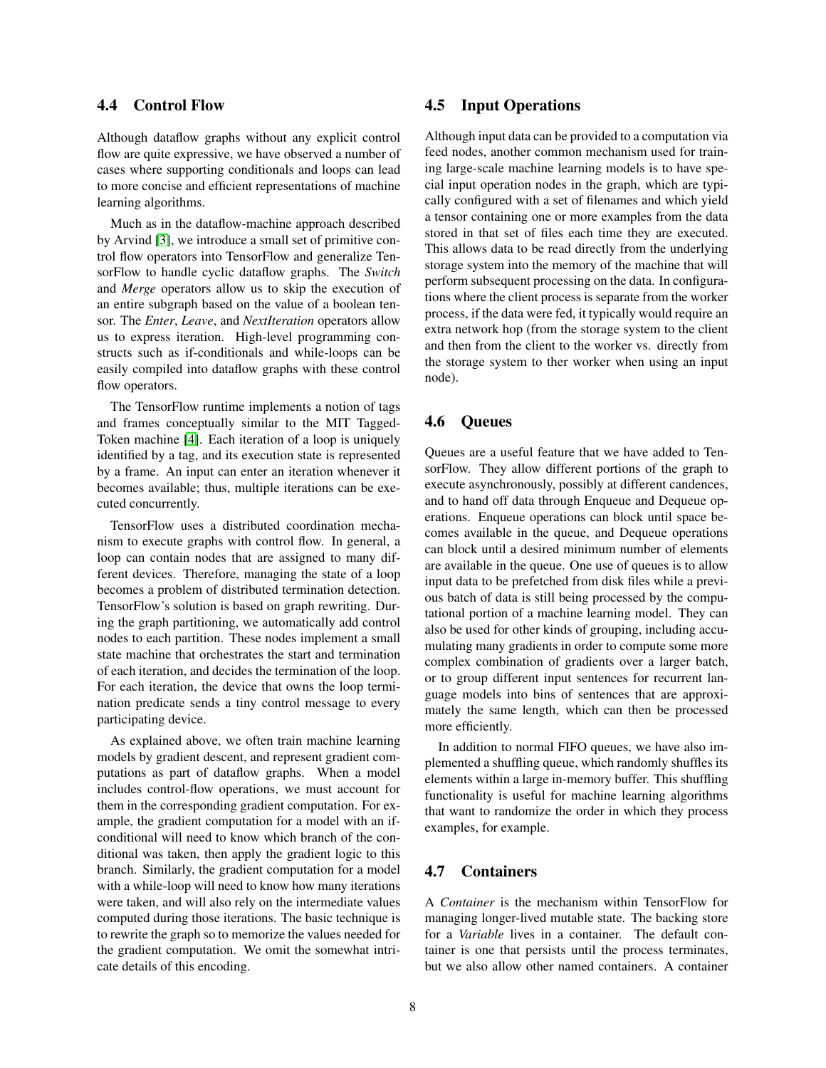### 4.4 Control Flow

Although dataflow graphs without any explicit control flow are quite expressive, we have observed a number of cases where supporting conditionals and loops can lead to more concise and efficient representations of machine learning algorithms.

Much as in the dataflow-machine approach described by Arvind [3], we introduce a small set of primitive control flow operators into TensorFlow and generalize TensorFlow to handle cyclic dataflow graphs. The *Switch* and *Merge* operators allow us to skip the execution of an entire subgraph based on the value of a boolean tensor. The *Enter*, *Leave*, and *NextIteration* operators allow us to express iteration. High-level programming constructs such as if-conditionals and while-loops can be easily compiled into dataflow graphs with these control flow operators.

The TensorFlow runtime implements a notion of tags and frames conceptually similar to the MIT Tagged-Token machine [4]. Each iteration of a loop is uniquely identified by a tag, and its execution state is represented by a frame. An input can enter an iteration whenever it becomes available; thus, multiple iterations can be executed concurrently.

TensorFlow uses a distributed coordination mechanism to execute graphs with control flow. In general, a loop can contain nodes that are assigned to many different devices. Therefore, managing the state of a loop becomes a problem of distributed termination detection. TensorFlow's solution is based on graph rewriting. During the graph partitioning, we automatically add control nodes to each partition. These nodes implement a small state machine that orchestrates the start and termination of each iteration, and decides the termination of the loop. For each iteration, the device that owns the loop termination predicate sends a tiny control message to every participating device.

As explained above, we often train machine learning models by gradient descent, and represent gradient computations as part of dataflow graphs. When a model includes control-flow operations, we must account for them in the corresponding gradient computation. For example, the gradient computation for a model with an if-conditional will need to know which branch of the conditional was taken, then apply the gradient logic to this branch. Similarly, the gradient computation for a model with a while-loop will need to know how many iterations were taken, and will also rely on the intermediate values computed during those iterations. The basic technique is to rewrite the graph so to memorize the values needed for the gradient computation. We omit the somewhat intricate details of this encoding.

### 4.5 Input Operations

Although input data can be provided to a computation via feed nodes, another common mechanism used for training large-scale machine learning models is to have special input operation nodes in the graph, which are typically configured with a set of filenames and which yield a tensor containing one or more examples from the data stored in that set of files each time they are executed. This allows data to be read directly from the underlying storage system into the memory of the machine that will perform subsequent processing on the data. In configurations where the client process is separate from the worker process, if the data were fed, it typically would require an extra network hop (from the storage system to the client and then from the client to the worker vs. directly from the storage system to ther worker when using an input node).

### 4.6 Queues

Queues are a useful feature that we have added to TensorFlow. They allow different portions of the graph to execute asynchronously, possibly at different candences, and to hand off data through Enqueue and Dequeue operations. Enqueue operations can block until space becomes available in the queue, and Dequeue operations can block until a desired minimum number of elements are available in the queue. One use of queues is to allow input data to be prefetched from disk files while a previous batch of data is still being processed by the computational portion of a machine learning model. They can also be used for other kinds of grouping, including accumulating many gradients in order to compute some more complex combination of gradients over a larger batch, or to group different input sentences for recurrent language models into bins of sentences that are approximately the same length, which can then be processed more efficiently.

In addition to normal FIFO queues, we have also implemented a shuffling queue, which randomly shuffles its elements within a large in-memory buffer. This shuffling functionality is useful for machine learning algorithms that want to randomize the order in which they process examples, for example.

### 4.7 Containers

A *Container* is the mechanism within TensorFlow for managing longer-lived mutable state. The backing store for a *Variable* lives in a container. The default container is one that persists until the process terminates, but we also allow other named containers. A container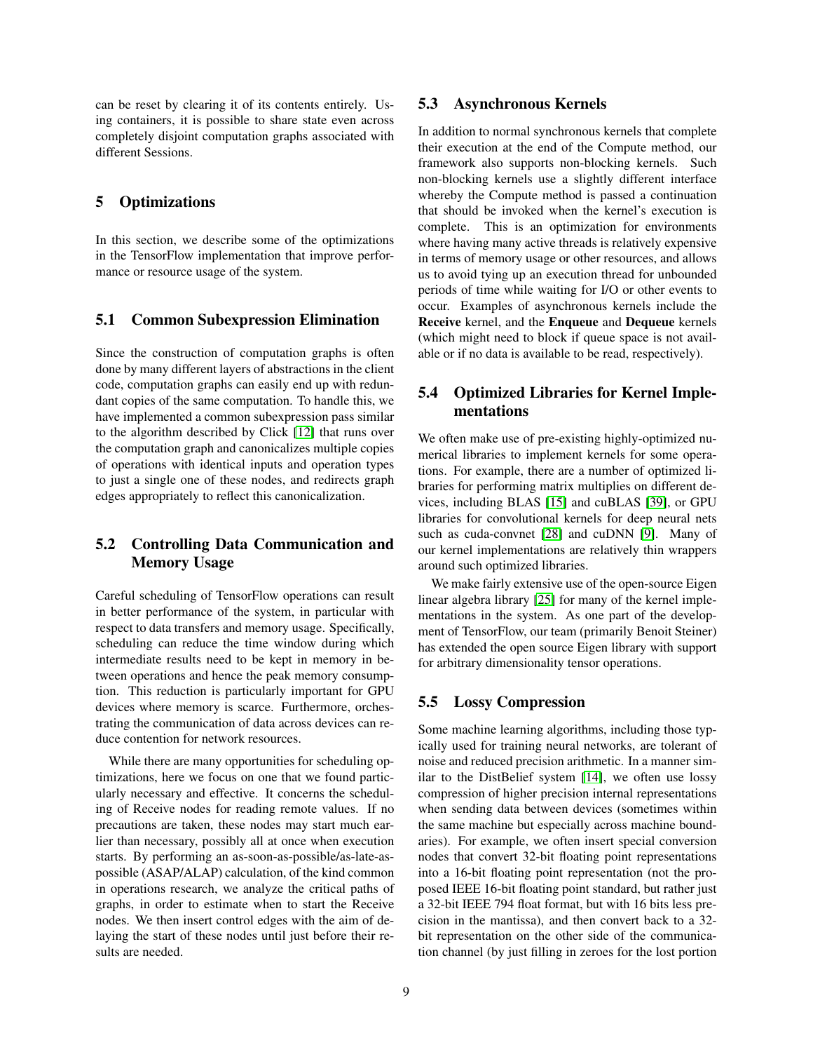can be reset by clearing it of its contents entirely. Using containers, it is possible to share state even across completely disjoint computation graphs associated with different Sessions.

## 5 Optimizations

In this section, we describe some of the optimizations in the TensorFlow implementation that improve performance or resource usage of the system.

### 5.1 Common Subexpression Elimination

Since the construction of computation graphs is often done by many different layers of abstractions in the client code, computation graphs can easily end up with redundant copies of the same computation. To handle this, we have implemented a common subexpression pass similar to the algorithm described by Click [12] that runs over the computation graph and canonicalizes multiple copies of operations with identical inputs and operation types to just a single one of these nodes, and redirects graph edges appropriately to reflect this canonicalization.

### 5.2 Controlling Data Communication and Memory Usage

Careful scheduling of TensorFlow operations can result in better performance of the system, in particular with respect to data transfers and memory usage. Specifically, scheduling can reduce the time window during which intermediate results need to be kept in memory in between operations and hence the peak memory consumption. This reduction is particularly important for GPU devices where memory is scarce. Furthermore, orchestrating the communication of data across devices can reduce contention for network resources.

While there are many opportunities for scheduling optimizations, here we focus on one that we found particularly necessary and effective. It concerns the scheduling of Receive nodes for reading remote values. If no precautions are taken, these nodes may start much earlier than necessary, possibly all at once when execution starts. By performing an as-soon-as-possible/as-late-as-possible (ASAP/ALAP) calculation, of the kind common in operations research, we analyze the critical paths of graphs, in order to estimate when to start the Receive nodes. We then insert control edges with the aim of delaying the start of these nodes until just before their results are needed.

### 5.3 Asynchronous Kernels

In addition to normal synchronous kernels that complete their execution at the end of the Compute method, our framework also supports non-blocking kernels. Such non-blocking kernels use a slightly different interface whereby the Compute method is passed a continuation that should be invoked when the kernel's execution is complete. This is an optimization for environments where having many active threads is relatively expensive in terms of memory usage or other resources, and allows us to avoid tying up an execution thread for unbounded periods of time while waiting for I/O or other events to occur. Examples of asynchronous kernels include the **Receive** kernel, and the **Enqueue** and **Dequeue** kernels (which might need to block if queue space is not available or if no data is available to be read, respectively).

### 5.4 Optimized Libraries for Kernel Implementations

We often make use of pre-existing highly-optimized numerical libraries to implement kernels for some operations. For example, there are a number of optimized libraries for performing matrix multiplies on different devices, including BLAS [15] and cuBLAS [39], or GPU libraries for convolutional kernels for deep neural nets such as cuda-convnet [28] and cuDNN [9]. Many of our kernel implementations are relatively thin wrappers around such optimized libraries.

We make fairly extensive use of the open-source Eigen linear algebra library [25] for many of the kernel implementations in the system. As one part of the development of TensorFlow, our team (primarily Benoit Steiner) has extended the open source Eigen library with support for arbitrary dimensionality tensor operations.

### 5.5 Lossy Compression

Some machine learning algorithms, including those typically used for training neural networks, are tolerant of noise and reduced precision arithmetic. In a manner similar to the DistBelief system [14], we often use lossy compression of higher precision internal representations when sending data between devices (sometimes within the same machine but especially across machine boundaries). For example, we often insert special conversion nodes that convert 32-bit floating point representations into a 16-bit floating point representation (not the proposed IEEE 16-bit floating point standard, but rather just a 32-bit IEEE 794 float format, but with 16 bits less precision in the mantissa), and then convert back to a 32-bit representation on the other side of the communication channel (by just filling in zeroes for the lost portion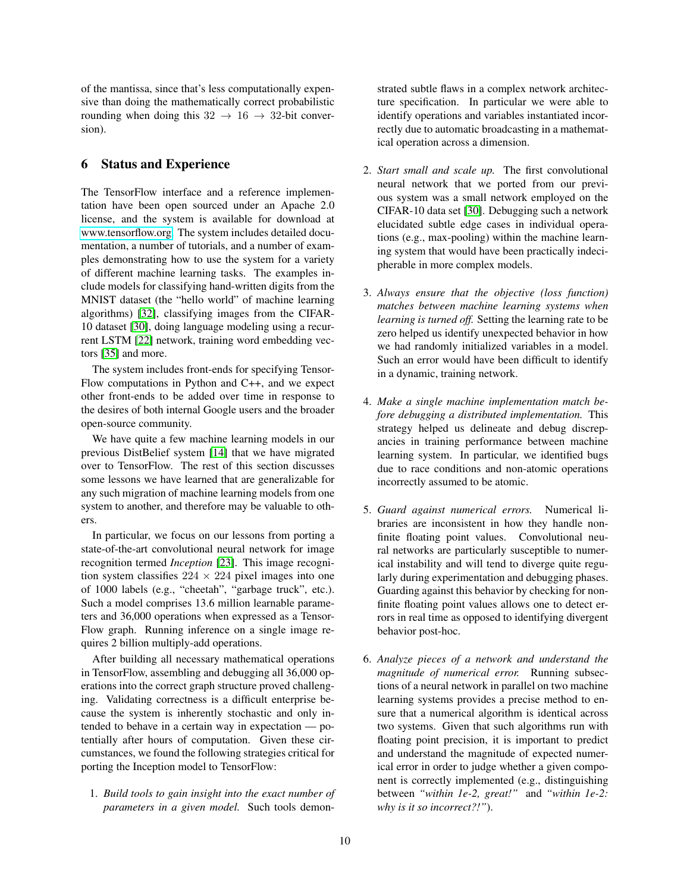of the mantissa, since that's less computationally expensive than doing the mathematically correct probabilistic rounding when doing this $32 \rightarrow 16 \rightarrow 32$-bit conversion).

## 6 Status and Experience

The TensorFlow interface and a reference implementation have been open sourced under an Apache 2.0 license, and the system is available for download at www.tensorflow.org. The system includes detailed documentation, a number of tutorials, and a number of examples demonstrating how to use the system for a variety of different machine learning tasks. The examples include models for classifying hand-written digits from the MNIST dataset (the "hello world" of machine learning algorithms) [32], classifying images from the CIFAR-10 dataset [30], doing language modeling using a recurrent LSTM [22] network, training word embedding vectors [35] and more.

The system includes front-ends for specifying TensorFlow computations in Python and C++, and we expect other front-ends to be added over time in response to the desires of both internal Google users and the broader open-source community.

We have quite a few machine learning models in our previous DistBelief system [14] that we have migrated over to TensorFlow. The rest of this section discusses some lessons we have learned that are generalizable for any such migration of machine learning models from one system to another, and therefore may be valuable to others.

In particular, we focus on our lessons from porting a state-of-the-art convolutional neural network for image recognition termed *Inception* [23]. This image recognition system classifies $224 \times 224$ pixel images into one of 1000 labels (e.g., "cheetah", "garbage truck", etc.). Such a model comprises 13.6 million learnable parameters and 36,000 operations when expressed as a TensorFlow graph. Running inference on a single image requires 2 billion multiply-add operations.

After building all necessary mathematical operations in TensorFlow, assembling and debugging all 36,000 operations into the correct graph structure proved challenging. Validating correctness is a difficult enterprise because the system is inherently stochastic and only intended to behave in a certain way in expectation — potentially after hours of computation. Given these circumstances, we found the following strategies critical for porting the Inception model to TensorFlow:

1. *Build tools to gain insight into the exact number of parameters in a given model.* Such tools demonstrated subtle flaws in a complex network architecture specification. In particular we were able to identify operations and variables instantiated incorrectly due to automatic broadcasting in a mathematical operation across a dimension.

2. *Start small and scale up.* The first convolutional neural network that we ported from our previous system was a small network employed on the CIFAR-10 data set [30]. Debugging such a network elucidated subtle edge cases in individual operations (e.g., max-pooling) within the machine learning system that would have been practically indecipherable in more complex models.

3. *Always ensure that the objective (loss function) matches between machine learning systems when learning is turned off.* Setting the learning rate to be zero helped us identify unexpected behavior in how we had randomly initialized variables in a model. Such an error would have been difficult to identify in a dynamic, training network.

4. *Make a single machine implementation match before debugging a distributed implementation.* This strategy helped us delineate and debug discrepancies in training performance between machine learning system. In particular, we identified bugs due to race conditions and non-atomic operations incorrectly assumed to be atomic.

5. *Guard against numerical errors.* Numerical libraries are inconsistent in how they handle non-finite floating point values. Convolutional neural networks are particularly susceptible to numerical instability and will tend to diverge quite regularly during experimentation and debugging phases. Guarding against this behavior by checking for non-finite floating point values allows one to detect errors in real time as opposed to identifying divergent behavior post-hoc.

6. *Analyze pieces of a network and understand the magnitude of numerical error.* Running subsections of a neural network in parallel on two machine learning systems provides a precise method to ensure that a numerical algorithm is identical across two systems. Given that such algorithms run with floating point precision, it is important to predict and understand the magnitude of expected numerical error in order to judge whether a given component is correctly implemented (e.g., distinguishing between *"within 1e-2, great!"* and *"within 1e-2: why is it so incorrect?!"*).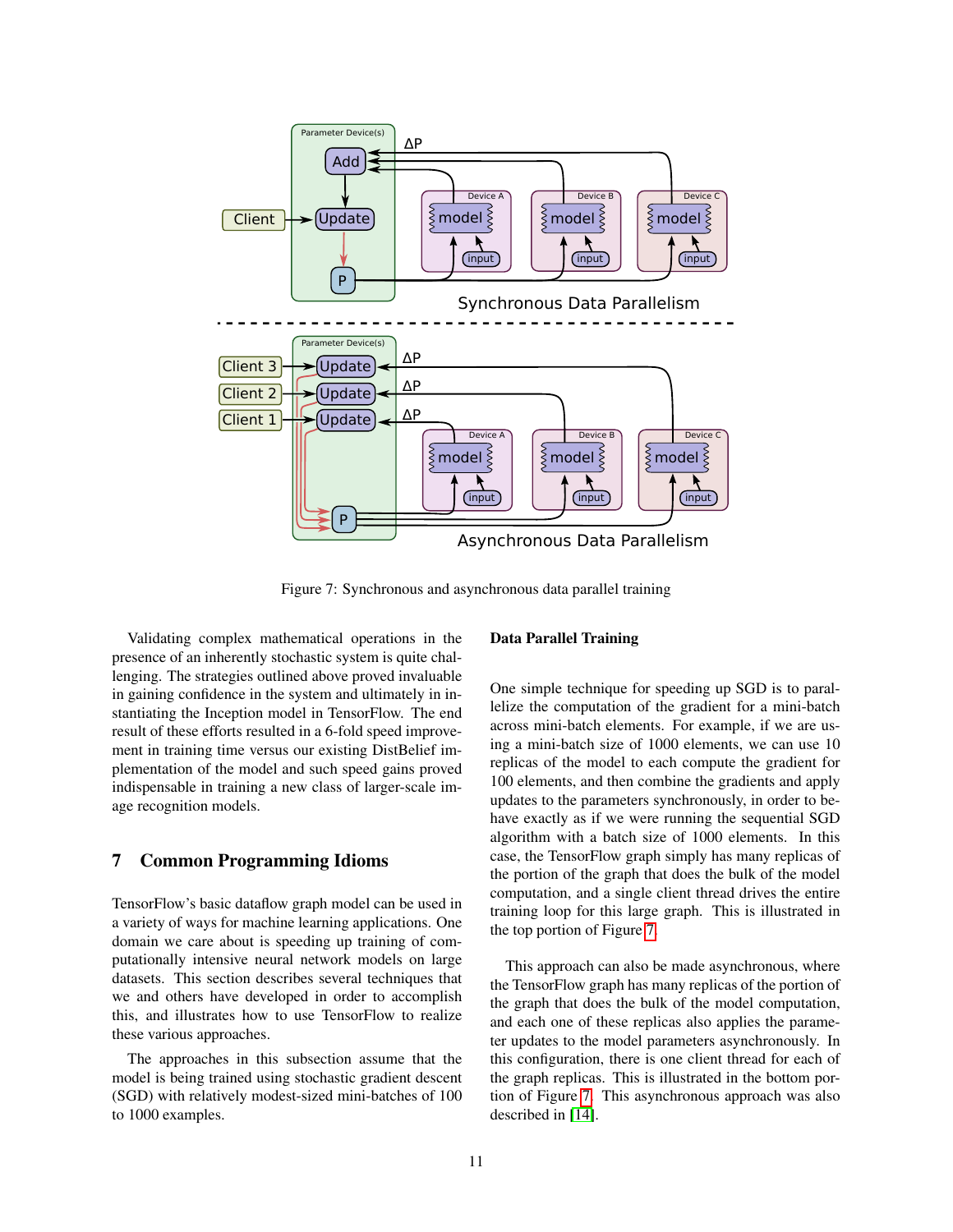Figure 7: Synchronous and asynchronous data parallel training

Validating complex mathematical operations in the presence of an inherently stochastic system is quite challenging. The strategies outlined above proved invaluable in gaining confidence in the system and ultimately in instantiating the Inception model in TensorFlow. The end result of these efforts resulted in a 6-fold speed improvement in training time versus our existing DistBelief implementation of the model and such speed gains proved indispensable in training a new class of larger-scale image recognition models.

## 7 Common Programming Idioms

TensorFlow's basic dataflow graph model can be used in a variety of ways for machine learning applications. One domain we care about is speeding up training of computationally intensive neural network models on large datasets. This section describes several techniques that we and others have developed in order to accomplish this, and illustrates how to use TensorFlow to realize these various approaches.

The approaches in this subsection assume that the model is being trained using stochastic gradient descent (SGD) with relatively modest-sized mini-batches of 100 to 1000 examples.

### Data Parallel Training

One simple technique for speeding up SGD is to parallelize the computation of the gradient for a mini-batch across mini-batch elements. For example, if we are using a mini-batch size of 1000 elements, we can use 10 replicas of the model to each compute the gradient for 100 elements, and then combine the gradients and apply updates to the parameters synchronously, in order to behave exactly as if we were running the sequential SGD algorithm with a batch size of 1000 elements. In this case, the TensorFlow graph simply has many replicas of the portion of the graph that does the bulk of the model computation, and a single client thread drives the entire training loop for this large graph. This is illustrated in the top portion of Figure 7.

This approach can also be made asynchronous, where the TensorFlow graph has many replicas of the portion of the graph that does the bulk of the model computation, and each one of these replicas also applies the parameter updates to the model parameters asynchronously. In this configuration, there is one client thread for each of the graph replicas. This is illustrated in the bottom portion of Figure 7. This asynchronous approach was also described in [14].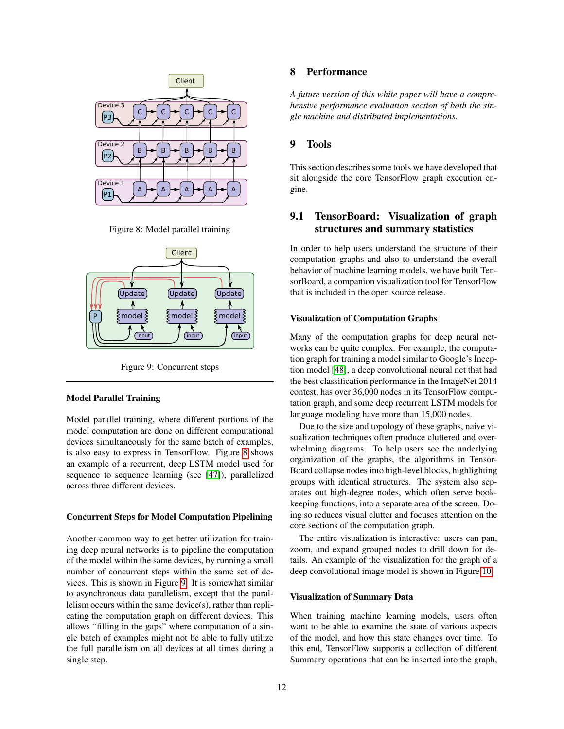Figure 8: Model parallel training

Figure 9: Concurrent steps

### Model Parallel Training

Model parallel training, where different portions of the model computation are done on different computational devices simultaneously for the same batch of examples, is also easy to express in TensorFlow. Figure 8 shows an example of a recurrent, deep LSTM model used for sequence to sequence learning (see [47]), parallelized across three different devices.

### Concurrent Steps for Model Computation Pipelining

Another common way to get better utilization for training deep neural networks is to pipeline the computation of the model within the same devices, by running a small number of concurrent steps within the same set of devices. This is shown in Figure 9. It is somewhat similar to asynchronous data parallelism, except that the parallelism occurs within the same device(s), rather than replicating the computation graph on different devices. This allows "filling in the gaps" where computation of a single batch of examples might not be able to fully utilize the full parallelism on all devices at all times during a single step.

# 8 Performance

*A future version of this white paper will have a comprehensive performance evaluation section of both the single machine and distributed implementations.*

# 9 Tools

This section describes some tools we have developed that sit alongside the core TensorFlow graph execution engine.

## 9.1 TensorBoard: Visualization of graph structures and summary statistics

In order to help users understand the structure of their computation graphs and also to understand the overall behavior of machine learning models, we have built TensorBoard, a companion visualization tool for TensorFlow that is included in the open source release.

### Visualization of Computation Graphs

Many of the computation graphs for deep neural networks can be quite complex. For example, the computation graph for training a model similar to Google's Inception model [48], a deep convolutional neural net that had the best classification performance in the ImageNet 2014 contest, has over 36,000 nodes in its TensorFlow computation graph, and some deep recurrent LSTM models for language modeling have more than 15,000 nodes.

Due to the size and topology of these graphs, naive visualization techniques often produce cluttered and overwhelming diagrams. To help users see the underlying organization of the graphs, the algorithms in TensorBoard collapse nodes into high-level blocks, highlighting groups with identical structures. The system also separates out high-degree nodes, which often serve bookkeeping functions, into a separate area of the screen. Doing so reduces visual clutter and focuses attention on the core sections of the computation graph.

The entire visualization is interactive: users can pan, zoom, and expand grouped nodes to drill down for details. An example of the visualization for the graph of a deep convolutional image model is shown in Figure 10.

### Visualization of Summary Data

When training machine learning models, users often want to be able to examine the state of various aspects of the model, and how this state changes over time. To this end, TensorFlow supports a collection of different Summary operations that can be inserted into the graph,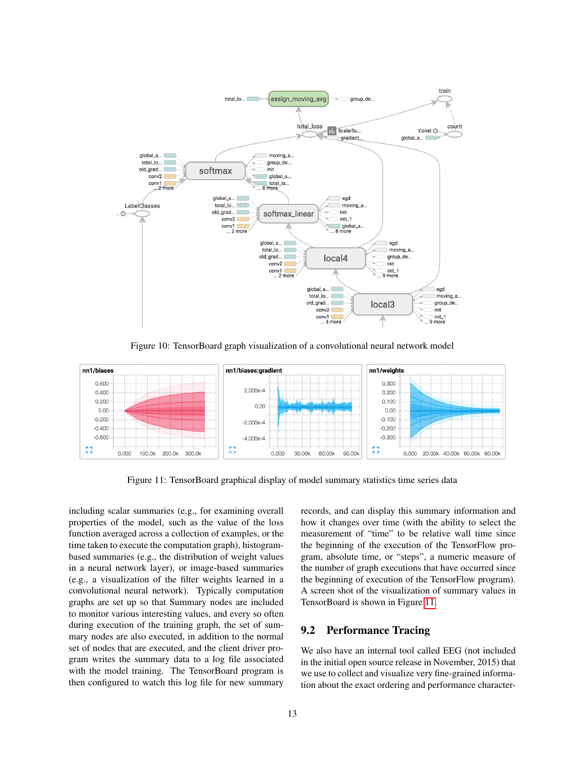Figure 10: TensorBoard graph visualization of a convolutional neural network model

Figure 11: TensorBoard graphical display of model summary statistics time series data

including scalar summaries (e.g., for examining overall properties of the model, such as the value of the loss function averaged across a collection of examples, or the time taken to execute the computation graph), histogram-based summaries (e.g., the distribution of weight values in a neural network layer), or image-based summaries (e.g., a visualization of the filter weights learned in a convolutional neural network). Typically computation graphs are set up so that Summary nodes are included to monitor various interesting values, and every so often during execution of the training graph, the set of summary nodes are also executed, in addition to the normal set of nodes that are executed, and the client driver program writes the summary data to a log file associated with the model training. The TensorBoard program is then configured to watch this log file for new summary records, and can display this summary information and how it changes over time (with the ability to select the measurement of "time" to be relative wall time since the beginning of the execution of the TensorFlow program, absolute time, or "steps", a numeric measure of the number of graph executions that have occurred since the beginning of execution of the TensorFlow program). A screen shot of the visualization of summary values in TensorBoard is shown in Figure 11.

## 9.2 Performance Tracing

We also have an internal tool called EEG (not included in the initial open source release in November, 2015) that we use to collect and visualize very fine-grained information about the exact ordering and performance character-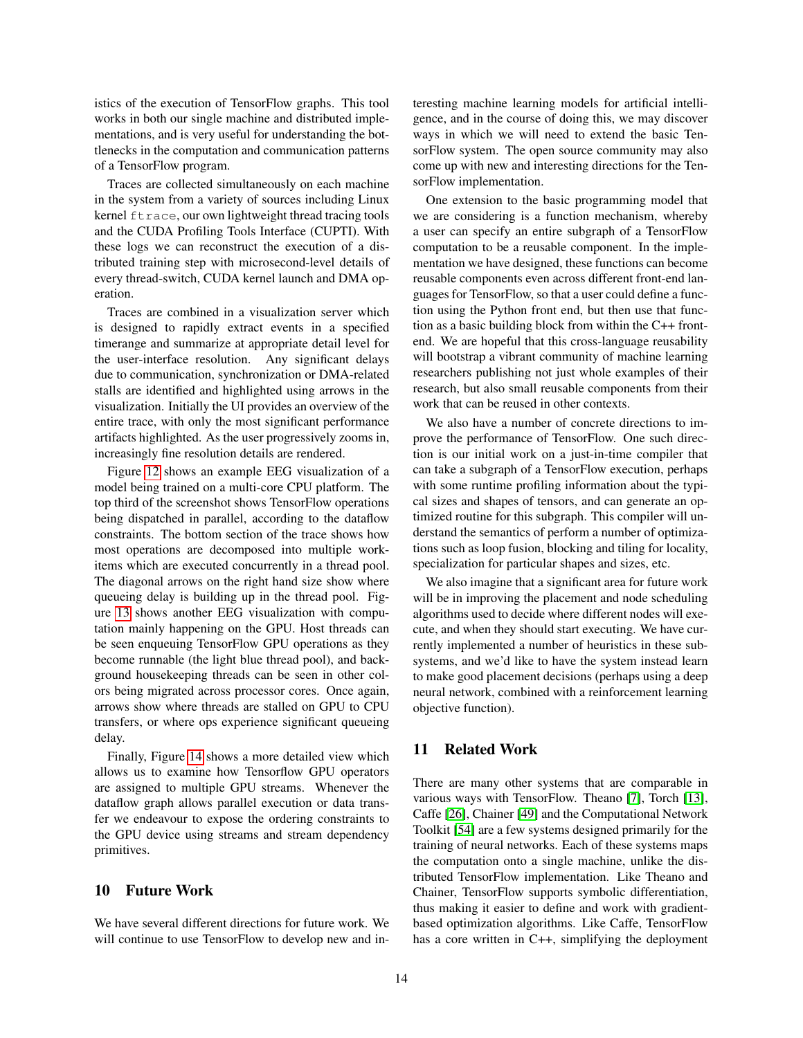istics of the execution of TensorFlow graphs. This tool works in both our single machine and distributed implementations, and is very useful for understanding the bottlenecks in the computation and communication patterns of a TensorFlow program.

Traces are collected simultaneously on each machine in the system from a variety of sources including Linux kernel `ftrace`, our own lightweight thread tracing tools and the CUDA Profiling Tools Interface (CUPTI). With these logs we can reconstruct the execution of a distributed training step with microsecond-level details of every thread-switch, CUDA kernel launch and DMA operation.

Traces are combined in a visualization server which is designed to rapidly extract events in a specified timerange and summarize at appropriate detail level for the user-interface resolution. Any significant delays due to communication, synchronization or DMA-related stalls are identified and highlighted using arrows in the visualization. Initially the UI provides an overview of the entire trace, with only the most significant performance artifacts highlighted. As the user progressively zooms in, increasingly fine resolution details are rendered.

Figure 12 shows an example EEG visualization of a model being trained on a multi-core CPU platform. The top third of the screenshot shows TensorFlow operations being dispatched in parallel, according to the dataflow constraints. The bottom section of the trace shows how most operations are decomposed into multiple work-items which are executed concurrently in a thread pool. The diagonal arrows on the right hand size show where queueing delay is building up in the thread pool. Figure 13 shows another EEG visualization with computation mainly happening on the GPU. Host threads can be seen enqueuing TensorFlow GPU operations as they become runnable (the light blue thread pool), and background housekeeping threads can be seen in other colors being migrated across processor cores. Once again, arrows show where threads are stalled on GPU to CPU transfers, or where ops experience significant queueing delay.

Finally, Figure 14 shows a more detailed view which allows us to examine how Tensorflow GPU operators are assigned to multiple GPU streams. Whenever the dataflow graph allows parallel execution or data transfer we endeavour to expose the ordering constraints to the GPU device using streams and stream dependency primitives.

## 10 Future Work

We have several different directions for future work. We will continue to use TensorFlow to develop new and interesting machine learning models for artificial intelligence, and in the course of doing this, we may discover ways in which we will need to extend the basic TensorFlow system. The open source community may also come up with new and interesting directions for the TensorFlow implementation.

One extension to the basic programming model that we are considering is a function mechanism, whereby a user can specify an entire subgraph of a TensorFlow computation to be a reusable component. In the implementation we have designed, these functions can become reusable components even across different front-end languages for TensorFlow, so that a user could define a function using the Python front end, but then use that function as a basic building block from within the C++ front-end. We are hopeful that this cross-language reusability will bootstrap a vibrant community of machine learning researchers publishing not just whole examples of their research, but also small reusable components from their work that can be reused in other contexts.

We also have a number of concrete directions to improve the performance of TensorFlow. One such direction is our initial work on a just-in-time compiler that can take a subgraph of a TensorFlow execution, perhaps with some runtime profiling information about the typical sizes and shapes of tensors, and can generate an optimized routine for this subgraph. This compiler will understand the semantics of perform a number of optimizations such as loop fusion, blocking and tiling for locality, specialization for particular shapes and sizes, etc.

We also imagine that a significant area for future work will be in improving the placement and node scheduling algorithms used to decide where different nodes will execute, and when they should start executing. We have currently implemented a number of heuristics in these subsystems, and we'd like to have the system instead learn to make good placement decisions (perhaps using a deep neural network, combined with a reinforcement learning objective function).

## 11 Related Work

There are many other systems that are comparable in various ways with TensorFlow. Theano [7], Torch [13], Caffe [26], Chainer [49] and the Computational Network Toolkit [54] are a few systems designed primarily for the training of neural networks. Each of these systems maps the computation onto a single machine, unlike the distributed TensorFlow implementation. Like Theano and Chainer, TensorFlow supports symbolic differentiation, thus making it easier to define and work with gradient-based optimization algorithms. Like Caffe, TensorFlow has a core written in C++, simplifying the deployment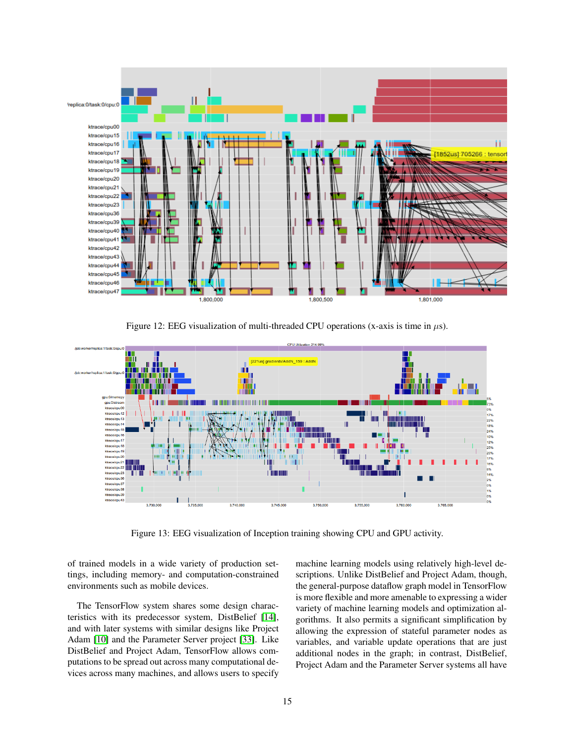Figure 12: EEG visualization of multi-threaded CPU operations (x-axis is time in $\mu$s).

Figure 13: EEG visualization of Inception training showing CPU and GPU activity.

of trained models in a wide variety of production settings, including memory- and computation-constrained environments such as mobile devices.

The TensorFlow system shares some design characteristics with its predecessor system, DistBelief [14], and with later systems with similar designs like Project Adam [10] and the Parameter Server project [33]. Like DistBelief and Project Adam, TensorFlow allows computations to be spread out across many computational devices across many machines, and allows users to specify machine learning models using relatively high-level descriptions. Unlike DistBelief and Project Adam, though, the general-purpose dataflow graph model in TensorFlow is more flexible and more amenable to expressing a wider variety of machine learning models and optimization algorithms. It also permits a significant simplification by allowing the expression of stateful parameter nodes as variables, and variable update operations that are just additional nodes in the graph; in contrast, DistBelief, Project Adam and the Parameter Server systems all have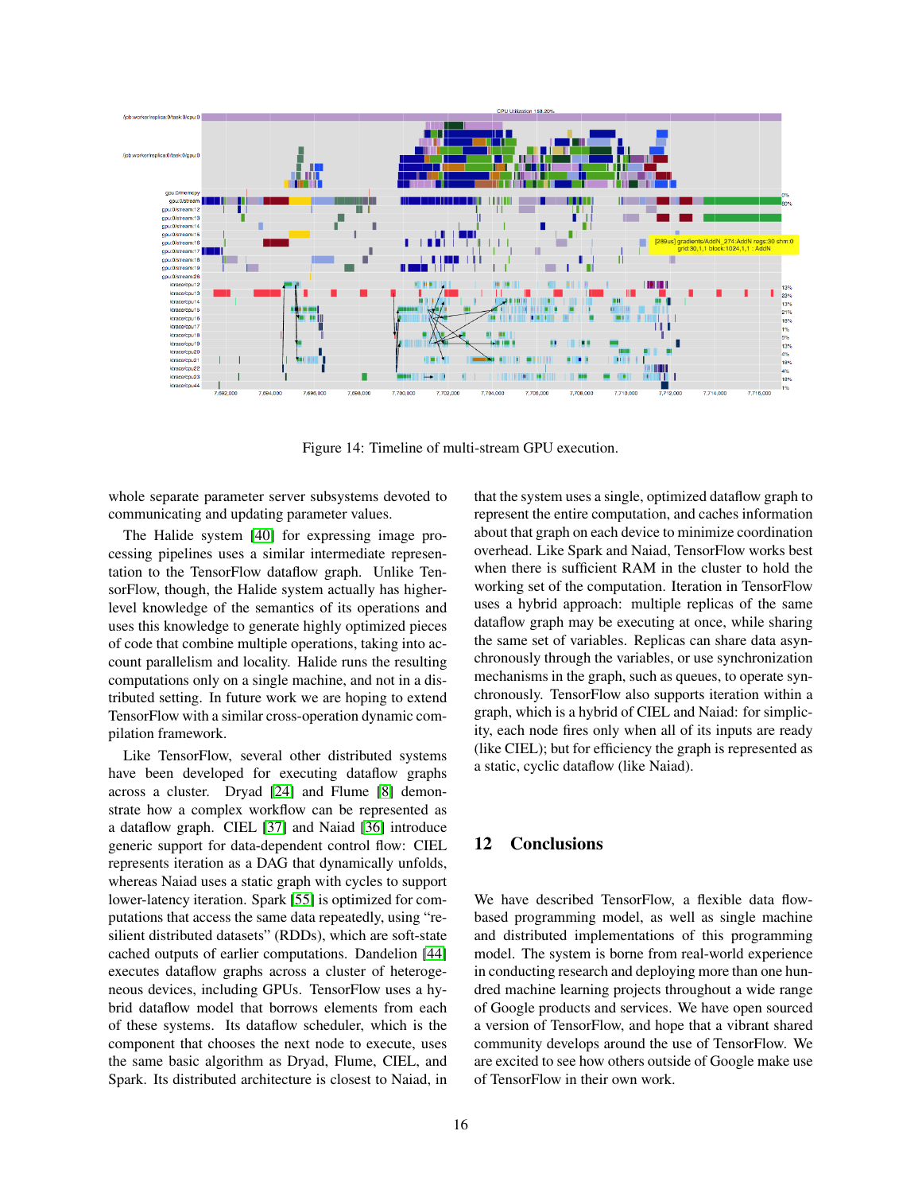Figure 14: Timeline of multi-stream GPU execution.

whole separate parameter server subsystems devoted to communicating and updating parameter values.

The Halide system [40] for expressing image processing pipelines uses a similar intermediate representation to the TensorFlow dataflow graph. Unlike TensorFlow, though, the Halide system actually has higher-level knowledge of the semantics of its operations and uses this knowledge to generate highly optimized pieces of code that combine multiple operations, taking into account parallelism and locality. Halide runs the resulting computations only on a single machine, and not in a distributed setting. In future work we are hoping to extend TensorFlow with a similar cross-operation dynamic compilation framework.

Like TensorFlow, several other distributed systems have been developed for executing dataflow graphs across a cluster. Dryad [24] and Flume [8] demonstrate how a complex workflow can be represented as a dataflow graph. CIEL [37] and Naiad [36] introduce generic support for data-dependent control flow: CIEL represents iteration as a DAG that dynamically unfolds, whereas Naiad uses a static graph with cycles to support lower-latency iteration. Spark [55] is optimized for computations that access the same data repeatedly, using "resilient distributed datasets" (RDDs), which are soft-state cached outputs of earlier computations. Dandelion [44] executes dataflow graphs across a cluster of heterogeneous devices, including GPUs. TensorFlow uses a hybrid dataflow model that borrows elements from each of these systems. Its dataflow scheduler, which is the component that chooses the next node to execute, uses the same basic algorithm as Dryad, Flume, CIEL, and Spark. Its distributed architecture is closest to Naiad, in that the system uses a single, optimized dataflow graph to represent the entire computation, and caches information about that graph on each device to minimize coordination overhead. Like Spark and Naiad, TensorFlow works best when there is sufficient RAM in the cluster to hold the working set of the computation. Iteration in TensorFlow uses a hybrid approach: multiple replicas of the same dataflow graph may be executing at once, while sharing the same set of variables. Replicas can share data asynchronously through the variables, or use synchronization mechanisms in the graph, such as queues, to operate synchronously. TensorFlow also supports iteration within a graph, which is a hybrid of CIEL and Naiad: for simplicity, each node fires only when all of its inputs are ready (like CIEL); but for efficiency the graph is represented as a static, cyclic dataflow (like Naiad).

## 12 Conclusions

We have described TensorFlow, a flexible data flow-based programming model, as well as single machine and distributed implementations of this programming model. The system is borne from real-world experience in conducting research and deploying more than one hundred machine learning projects throughout a wide range of Google products and services. We have open sourced a version of TensorFlow, and hope that a vibrant shared community develops around the use of TensorFlow. We are excited to see how others outside of Google make use of TensorFlow in their own work.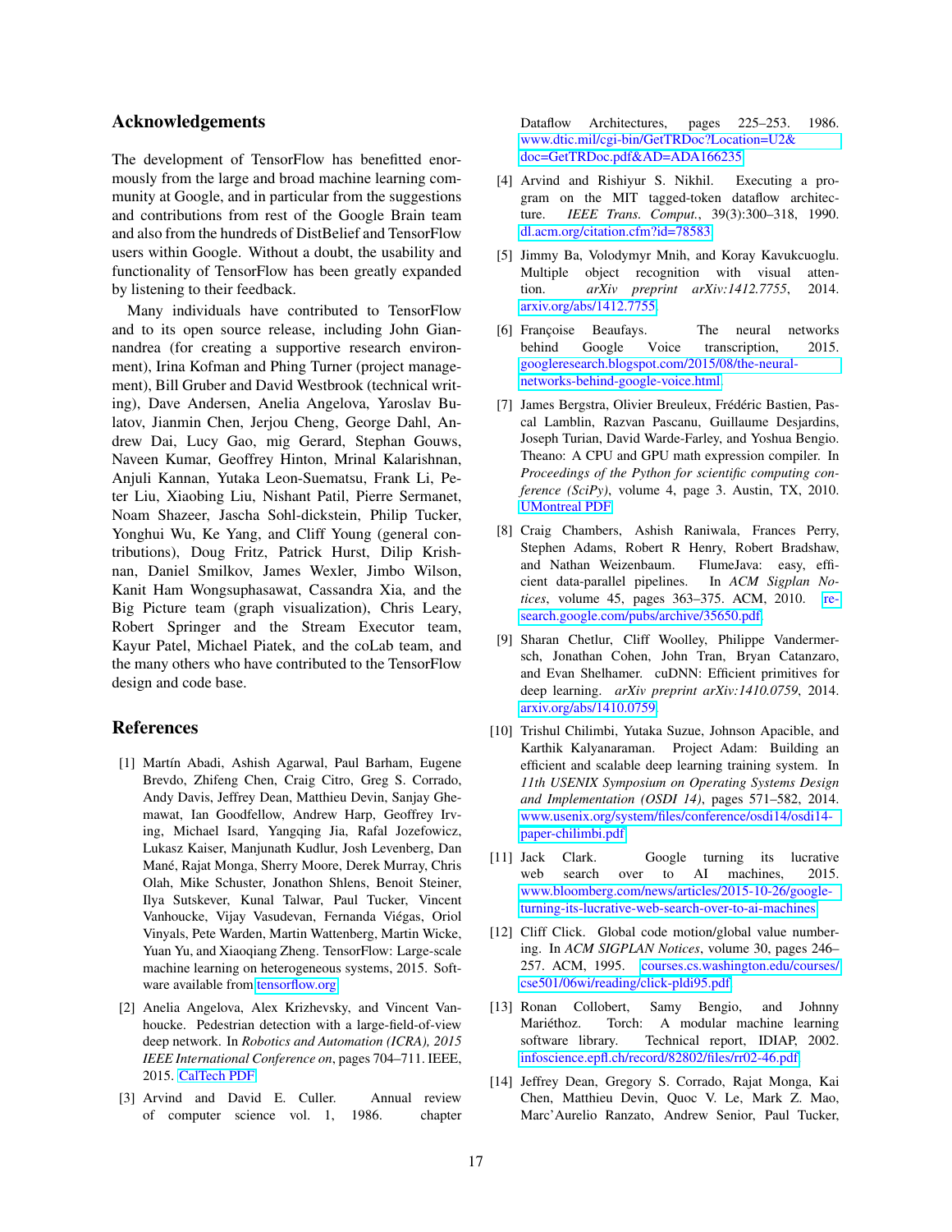## Acknowledgements

The development of TensorFlow has benefitted enormously from the large and broad machine learning community at Google, and in particular from the suggestions and contributions from rest of the Google Brain team and also from the hundreds of DistBelief and TensorFlow users within Google. Without a doubt, the usability and functionality of TensorFlow has been greatly expanded by listening to their feedback.

Many individuals have contributed to TensorFlow and to its open source release, including John Giannandrea (for creating a supportive research environment), Irina Kofman and Phing Turner (project management), Bill Gruber and David Westbrook (technical writing), Dave Andersen, Anelia Angelova, Yaroslav Bulatov, Jianmin Chen, Jerjou Cheng, George Dahl, Andrew Dai, Lucy Gao, mig Gerard, Stephan Gouws, Naveen Kumar, Geoffrey Hinton, Mrinal Kalarishnan, Anjuli Kannan, Yutaka Leon-Suematsu, Frank Li, Peter Liu, Xiaobing Liu, Nishant Patil, Pierre Sermanet, Noam Shazeer, Jascha Sohl-dickstein, Philip Tucker, Yonghui Wu, Ke Yang, and Cliff Young (general contributions), Doug Fritz, Patrick Hurst, Dilip Krishnan, Daniel Smilkov, James Wexler, Jimbo Wilson, Kanit Ham Wongsuphasawat, Cassandra Xia, and the Big Picture team (graph visualization), Chris Leary, Robert Springer and the Stream Executor team, Kayur Patel, Michael Piatek, and the coLab team, and the many others who have contributed to the TensorFlow design and code base.

## References

[1] Martín Abadi, Ashish Agarwal, Paul Barham, Eugene Brevdo, Zhifeng Chen, Craig Citro, Greg S. Corrado, Andy Davis, Jeffrey Dean, Matthieu Devin, Sanjay Ghemawat, Ian Goodfellow, Andrew Harp, Geoffrey Irving, Michael Isard, Yangqing Jia, Rafal Jozefowicz, Lukasz Kaiser, Manjunath Kudlur, Josh Levenberg, Dan Mané, Rajat Monga, Sherry Moore, Derek Murray, Chris Olah, Mike Schuster, Jonathon Shlens, Benoit Steiner, Ilya Sutskever, Kunal Talwar, Paul Tucker, Vincent Vanhoucke, Vijay Vasudevan, Fernanda Viégas, Oriol Vinyals, Pete Warden, Martin Wattenberg, Martin Wicke, Yuan Yu, and Xiaoqiang Zheng. TensorFlow: Large-scale machine learning on heterogeneous systems, 2015. Software available from tensorflow.org.

[2] Anelia Angelova, Alex Krizhevsky, and Vincent Vanhoucke. Pedestrian detection with a large-field-of-view deep network. In *Robotics and Automation (ICRA), 2015 IEEE International Conference on*, pages 704–711. IEEE, 2015. CalTech PDF.

[3] Arvind and David E. Culler. Annual review of computer science vol. 1, 1986. chapter Dataflow Architectures, pages 225–253. 1986. www.dtic.mil/cgi-bin/GetTRDoc?Location=U2&doc=GetTRDoc.pdf&AD=ADA166235.

[4] Arvind and Rishiyur S. Nikhil. Executing a program on the MIT tagged-token dataflow architecture. *IEEE Trans. Comput.*, 39(3):300–318, 1990. dl.acm.org/citation.cfm?id=78583.

[5] Jimmy Ba, Volodymyr Mnih, and Koray Kavukcuoglu. Multiple object recognition with visual attention. *arXiv preprint arXiv:1412.7755*, 2014. arxiv.org/abs/1412.7755.

[6] Françoise Beaufays. The neural networks behind Google Voice transcription, 2015. googleresearch.blogspot.com/2015/08/the-neural-networks-behind-google-voice.html.

[7] James Bergstra, Olivier Breuleux, Frédéric Bastien, Pascal Lamblin, Razvan Pascanu, Guillaume Desjardins, Joseph Turian, David Warde-Farley, and Yoshua Bengio. Theano: A CPU and GPU math expression compiler. In *Proceedings of the Python for scientific computing conference (SciPy)*, volume 4, page 3. Austin, TX, 2010. UMontreal PDF.

[8] Craig Chambers, Ashish Raniwala, Frances Perry, Stephen Adams, Robert R Henry, Robert Bradshaw, and Nathan Weizenbaum. FlumeJava: easy, efficient data-parallel pipelines. In *ACM Sigplan Notices*, volume 45, pages 363–375. ACM, 2010. research.google.com/pubs/archive/35650.pdf.

[9] Sharan Chetlur, Cliff Woolley, Philippe Vandermersch, Jonathan Cohen, John Tran, Bryan Catanzaro, and Evan Shelhamer. cuDNN: Efficient primitives for deep learning. *arXiv preprint arXiv:1410.0759*, 2014. arxiv.org/abs/1410.0759.

[10] Trishul Chilimbi, Yutaka Suzue, Johnson Apacible, and Karthik Kalyanaraman. Project Adam: Building an efficient and scalable deep learning training system. In *11th USENIX Symposium on Operating Systems Design and Implementation (OSDI 14)*, pages 571–582, 2014. www.usenix.org/system/files/conference/osdi14/osdi14-paper-chilimbi.pdf.

[11] Jack Clark. Google turning its lucrative web search over to AI machines, 2015. www.bloomberg.com/news/articles/2015-10-26/google-turning-its-lucrative-web-search-over-to-ai-machines.

[12] Cliff Click. Global code motion/global value numbering. In *ACM SIGPLAN Notices*, volume 30, pages 246–257. ACM, 1995. courses.cs.washington.edu/courses/cse501/06wi/reading/click-pldi95.pdf.

[13] Ronan Collobert, Samy Bengio, and Johnny Mariéthoz. Torch: A modular machine learning software library. Technical report, IDIAP, 2002. infoscience.epfl.ch/record/82802/files/rr02-46.pdf.

[14] Jeffrey Dean, Gregory S. Corrado, Rajat Monga, Kai Chen, Matthieu Devin, Quoc V. Le, Mark Z. Mao, Marc'Aurelio Ranzato, Andrew Senior, Paul Tucker,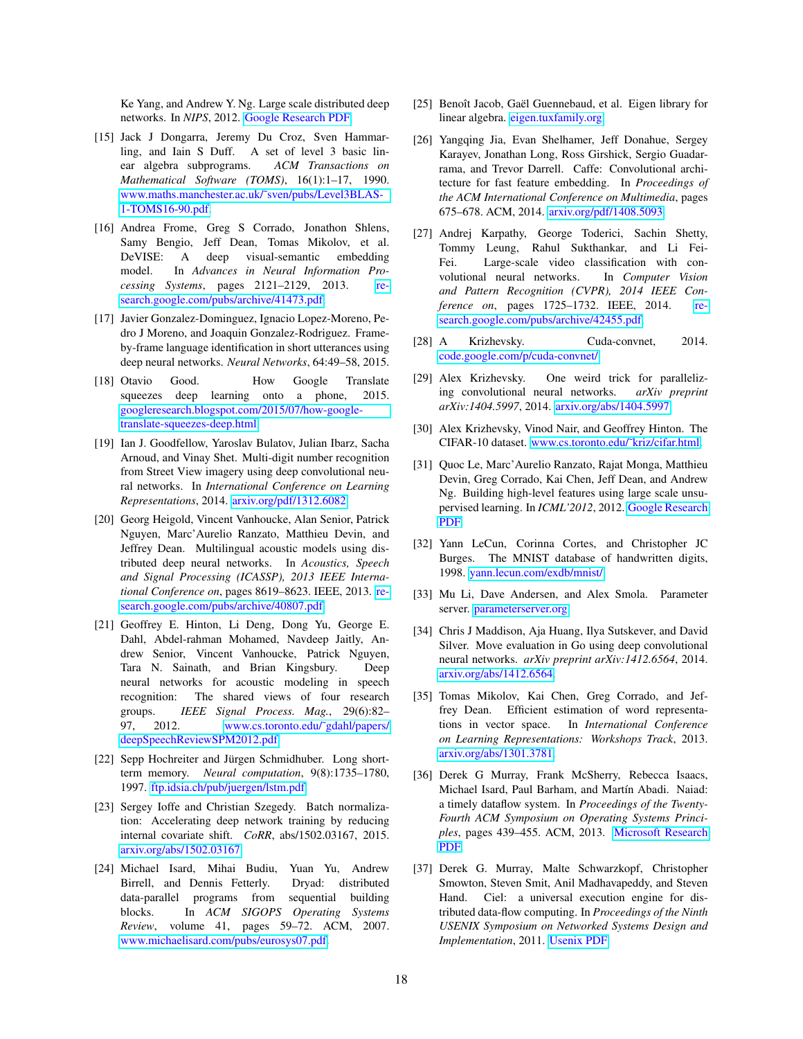Ke Yang, and Andrew Y. Ng. Large scale distributed deep networks. In *NIPS*, 2012. Google Research PDF

[15] Jack J Dongarra, Jeremy Du Croz, Sven Hammarling, and Iain S Duff. A set of level 3 basic linear algebra subprograms. *ACM Transactions on Mathematical Software (TOMS)*, 16(1):1–17, 1990. www.maths.manchester.ac.uk/˜sven/pubs/Level3BLAS-1-TOMS16-90.pdf

[16] Andrea Frome, Greg S Corrado, Jonathon Shlens, Samy Bengio, Jeff Dean, Tomas Mikolov, et al. DeVISE: A deep visual-semantic embedding model. In *Advances in Neural Information Processing Systems*, pages 2121–2129, 2013. research.google.com/pubs/archive/41473.pdf

[17] Javier Gonzalez-Dominguez, Ignacio Lopez-Moreno, Pedro J Moreno, and Joaquin Gonzalez-Rodriguez. Frame-by-frame language identification in short utterances using deep neural networks. *Neural Networks*, 64:49–58, 2015.

[18] Otavio Good. How Google Translate squeezes deep learning onto a phone, 2015. googleresearch.blogspot.com/2015/07/how-google-translate-squeezes-deep.html

[19] Ian J. Goodfellow, Yaroslav Bulatov, Julian Ibarz, Sacha Arnoud, and Vinay Shet. Multi-digit number recognition from Street View imagery using deep convolutional neural networks. In *International Conference on Learning Representations*, 2014. arxiv.org/pdf/1312.6082

[20] Georg Heigold, Vincent Vanhoucke, Alan Senior, Patrick Nguyen, Marc'Aurelio Ranzato, Matthieu Devin, and Jeffrey Dean. Multilingual acoustic models using distributed deep neural networks. In *Acoustics, Speech and Signal Processing (ICASSP), 2013 IEEE International Conference on*, pages 8619–8623. IEEE, 2013. research.google.com/pubs/archive/40807.pdf

[21] Geoffrey E. Hinton, Li Deng, Dong Yu, George E. Dahl, Abdel-rahman Mohamed, Navdeep Jaitly, Andrew Senior, Vincent Vanhoucke, Patrick Nguyen, Tara N. Sainath, and Brian Kingsbury. Deep neural networks for acoustic modeling in speech recognition: The shared views of four research groups. *IEEE Signal Process. Mag.*, 29(6):82–97, 2012. www.cs.toronto.edu/˜gdahl/papers/deepSpeechReviewSPM2012.pdf

[22] Sepp Hochreiter and Jürgen Schmidhuber. Long short-term memory. *Neural computation*, 9(8):1735–1780, 1997. ftp.idsia.ch/pub/juergen/lstm.pdf

[23] Sergey Ioffe and Christian Szegedy. Batch normalization: Accelerating deep network training by reducing internal covariate shift. *CoRR*, abs/1502.03167, 2015. arxiv.org/abs/1502.03167

[24] Michael Isard, Mihai Budiu, Yuan Yu, Andrew Birrell, and Dennis Fetterly. Dryad: distributed data-parallel programs from sequential building blocks. In *ACM SIGOPS Operating Systems Review*, volume 41, pages 59–72. ACM, 2007. www.michaelisard.com/pubs/eurosys07.pdf

[25] Benoît Jacob, Gaël Guennebaud, et al. Eigen library for linear algebra. eigen.tuxfamily.org

[26] Yangqing Jia, Evan Shelhamer, Jeff Donahue, Sergey Karayev, Jonathan Long, Ross Girshick, Sergio Guadarrama, and Trevor Darrell. Caffe: Convolutional architecture for fast feature embedding. In *Proceedings of the ACM International Conference on Multimedia*, pages 675–678. ACM, 2014. arxiv.org/pdf/1408.5093

[27] Andrej Karpathy, George Toderici, Sachin Shetty, Tommy Leung, Rahul Sukthankar, and Li Fei-Fei. Large-scale video classification with convolutional neural networks. In *Computer Vision and Pattern Recognition (CVPR), 2014 IEEE Conference on*, pages 1725–1732. IEEE, 2014. research.google.com/pubs/archive/42455.pdf

[28] A Krizhevsky. Cuda-convnet, 2014. code.google.com/p/cuda-convnet/

[29] Alex Krizhevsky. One weird trick for parallelizing convolutional neural networks. *arXiv preprint arXiv:1404.5997*, 2014. arxiv.org/abs/1404.5997

[30] Alex Krizhevsky, Vinod Nair, and Geoffrey Hinton. The CIFAR-10 dataset. www.cs.toronto.edu/˜kriz/cifar.html

[31] Quoc Le, Marc'Aurelio Ranzato, Rajat Monga, Matthieu Devin, Greg Corrado, Kai Chen, Jeff Dean, and Andrew Ng. Building high-level features using large scale unsupervised learning. In *ICML'2012*, 2012. Google Research PDF

[32] Yann LeCun, Corinna Cortes, and Christopher JC Burges. The MNIST database of handwritten digits, 1998. yann.lecun.com/exdb/mnist/

[33] Mu Li, Dave Andersen, and Alex Smola. Parameter server. parameterserver.org

[34] Chris J Maddison, Aja Huang, Ilya Sutskever, and David Silver. Move evaluation in Go using deep convolutional neural networks. *arXiv preprint arXiv:1412.6564*, 2014. arxiv.org/abs/1412.6564

[35] Tomas Mikolov, Kai Chen, Greg Corrado, and Jeffrey Dean. Efficient estimation of word representations in vector space. In *International Conference on Learning Representations: Workshops Track*, 2013. arxiv.org/abs/1301.3781

[36] Derek G Murray, Frank McSherry, Rebecca Isaacs, Michael Isard, Paul Barham, and Martín Abadi. Naiad: a timely dataflow system. In *Proceedings of the Twenty-Fourth ACM Symposium on Operating Systems Principles*, pages 439–455. ACM, 2013. Microsoft Research PDF

[37] Derek G. Murray, Malte Schwarzkopf, Christopher Smowton, Steven Smit, Anil Madhavapeddy, and Steven Hand. Ciel: a universal execution engine for distributed data-flow computing. In *Proceedings of the Ninth USENIX Symposium on Networked Systems Design and Implementation*, 2011. Usenix PDF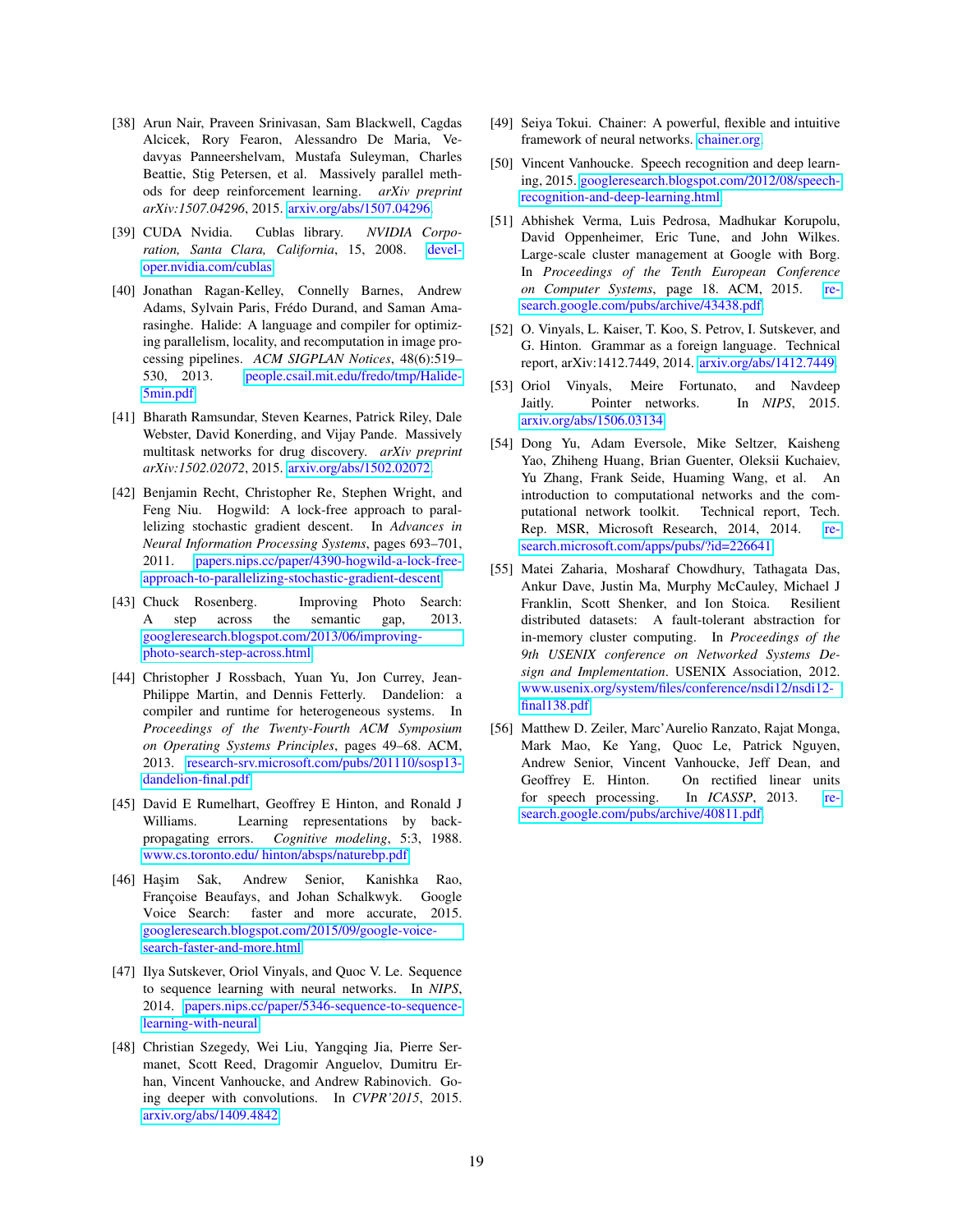[38] Arun Nair, Praveen Srinivasan, Sam Blackwell, Cagdas Alcicek, Rory Fearon, Alessandro De Maria, Vedavyas Panneershelvam, Mustafa Suleyman, Charles Beattie, Stig Petersen, et al. Massively parallel methods for deep reinforcement learning. *arXiv preprint arXiv:1507.04296*, 2015. arxiv.org/abs/1507.04296.

[39] CUDA Nvidia. Cublas library. *NVIDIA Corporation, Santa Clara, California*, 15, 2008. developer.nvidia.com/cublas.

[40] Jonathan Ragan-Kelley, Connelly Barnes, Andrew Adams, Sylvain Paris, Frédo Durand, and Saman Amarasinghe. Halide: A language and compiler for optimizing parallelism, locality, and recomputation in image processing pipelines. *ACM SIGPLAN Notices*, 48(6):519–530, 2013. people.csail.mit.edu/fredo/tmp/Halide-5min.pdf.

[41] Bharath Ramsundar, Steven Kearnes, Patrick Riley, Dale Webster, David Konerding, and Vijay Pande. Massively multitask networks for drug discovery. *arXiv preprint arXiv:1502.02072*, 2015. arxiv.org/abs/1502.02072.

[42] Benjamin Recht, Christopher Re, Stephen Wright, and Feng Niu. Hogwild: A lock-free approach to parallelizing stochastic gradient descent. In *Advances in Neural Information Processing Systems*, pages 693–701, 2011. papers.nips.cc/paper/4390-hogwild-a-lock-free-approach-to-parallelizing-stochastic-gradient-descent.

[43] Chuck Rosenberg. Improving Photo Search: A step across the semantic gap, 2013. googleresearch.blogspot.com/2013/06/improving-photo-search-step-across.html.

[44] Christopher J Rossbach, Yuan Yu, Jon Currey, Jean-Philippe Martin, and Dennis Fetterly. Dandelion: a compiler and runtime for heterogeneous systems. In *Proceedings of the Twenty-Fourth ACM Symposium on Operating Systems Principles*, pages 49–68. ACM, 2013. research-srv.microsoft.com/pubs/201110/sosp13-dandelion-final.pdf.

[45] David E Rumelhart, Geoffrey E Hinton, and Ronald J Williams. Learning representations by back-propagating errors. *Cognitive modeling*, 5:3, 1988. www.cs.toronto.edu/ hinton/absps/naturebp.pdf.

[46] Haşim Sak, Andrew Senior, Kanishka Rao, Françoise Beaufays, and Johan Schalkwyk. Google Voice Search: faster and more accurate, 2015. googleresearch.blogspot.com/2015/09/google-voice-search-faster-and-more.html.

[47] Ilya Sutskever, Oriol Vinyals, and Quoc V. Le. Sequence to sequence learning with neural networks. In *NIPS*, 2014. papers.nips.cc/paper/5346-sequence-to-sequence-learning-with-neural.

[48] Christian Szegedy, Wei Liu, Yangqing Jia, Pierre Sermanet, Scott Reed, Dragomir Anguelov, Dumitru Erhan, Vincent Vanhoucke, and Andrew Rabinovich. Going deeper with convolutions. In *CVPR'2015*, 2015. arxiv.org/abs/1409.4842.

[49] Seiya Tokui. Chainer: A powerful, flexible and intuitive framework of neural networks. chainer.org.

[50] Vincent Vanhoucke. Speech recognition and deep learning, 2015. googleresearch.blogspot.com/2012/08/speech-recognition-and-deep-learning.html.

[51] Abhishek Verma, Luis Pedrosa, Madhukar Korupolu, David Oppenheimer, Eric Tune, and John Wilkes. Large-scale cluster management at Google with Borg. In *Proceedings of the Tenth European Conference on Computer Systems*, page 18. ACM, 2015. research.google.com/pubs/archive/43438.pdf.

[52] O. Vinyals, L. Kaiser, T. Koo, S. Petrov, I. Sutskever, and G. Hinton. Grammar as a foreign language. Technical report, arXiv:1412.7449, 2014. arxiv.org/abs/1412.7449.

[53] Oriol Vinyals, Meire Fortunato, and Navdeep Jaitly. Pointer networks. In *NIPS*, 2015. arxiv.org/abs/1506.03134.

[54] Dong Yu, Adam Eversole, Mike Seltzer, Kaisheng Yao, Zhiheng Huang, Brian Guenter, Oleksii Kuchaiev, Yu Zhang, Frank Seide, Huaming Wang, et al. An introduction to computational networks and the computational network toolkit. Technical report, Tech. Rep. MSR, Microsoft Research, 2014, 2014. research.microsoft.com/apps/pubs/?id=226641.

[55] Matei Zaharia, Mosharaf Chowdhury, Tathagata Das, Ankur Dave, Justin Ma, Murphy McCauley, Michael J Franklin, Scott Shenker, and Ion Stoica. Resilient distributed datasets: A fault-tolerant abstraction for in-memory cluster computing. In *Proceedings of the 9th USENIX conference on Networked Systems Design and Implementation*. USENIX Association, 2012. www.usenix.org/system/files/conference/nsdi12/nsdi12-final138.pdf.

[56] Matthew D. Zeiler, Marc'Aurelio Ranzato, Rajat Monga, Mark Mao, Ke Yang, Quoc Le, Patrick Nguyen, Andrew Senior, Vincent Vanhoucke, Jeff Dean, and Geoffrey E. Hinton. On rectified linear units for speech processing. In *ICASSP*, 2013. research.google.com/pubs/archive/40811.pdf.